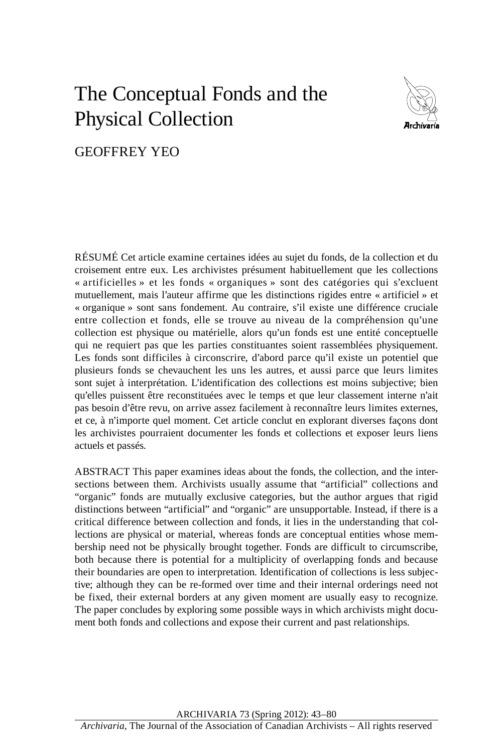# The Conceptual Fonds and the Physical Collection

GEOFFREY YEO

RÉSUMÉ Cet article examine certaines idées au sujet du fonds, de la collection et du croisement entre eux. Les archivistes présument habituellement que les collections « artificielles » et les fonds « organiques » sont des catégories qui s'excluent mutuellement, mais l'auteur affirme que les distinctions rigides entre « artificiel » et « organique » sont sans fondement. Au contraire, s'il existe une différence cruciale entre collection et fonds, elle se trouve au niveau de la compréhension qu'une collection est physique ou matérielle, alors qu'un fonds est une entité conceptuelle qui ne requiert pas que les parties constituantes soient rassemblées physiquement. Les fonds sont difficiles à circonscrire, d'abord parce qu'il existe un potentiel que plusieurs fonds se chevauchent les uns les autres, et aussi parce que leurs limites sont sujet à interprétation. L'identification des collections est moins subjective; bien qu'elles puissent être reconstituées avec le temps et que leur classement interne n'ait pas besoin d'être revu, on arrive assez facilement à reconnaître leurs limites externes, et ce, à n'importe quel moment. Cet article conclut en explorant diverses façons dont les archivistes pourraient documenter les fonds et collections et exposer leurs liens actuels et passés.

ABSTRACT This paper examines ideas about the fonds, the collection, and the intersections between them. Archivists usually assume that "artificial" collections and "organic" fonds are mutually exclusive categories, but the author argues that rigid distinctions between "artificial" and "organic" are unsupportable. Instead, if there is a critical difference between collection and fonds, it lies in the understanding that collections are physical or material, whereas fonds are conceptual entities whose membership need not be physically brought together. Fonds are difficult to circumscribe, both because there is potential for a multiplicity of overlapping fonds and because their boundaries are open to interpretation. Identification of collections is less subjective; although they can be re-formed over time and their internal orderings need not be fixed, their external borders at any given moment are usually easy to recognize. The paper concludes by exploring some possible ways in which archivists might document both fonds and collections and expose their current and past relationships.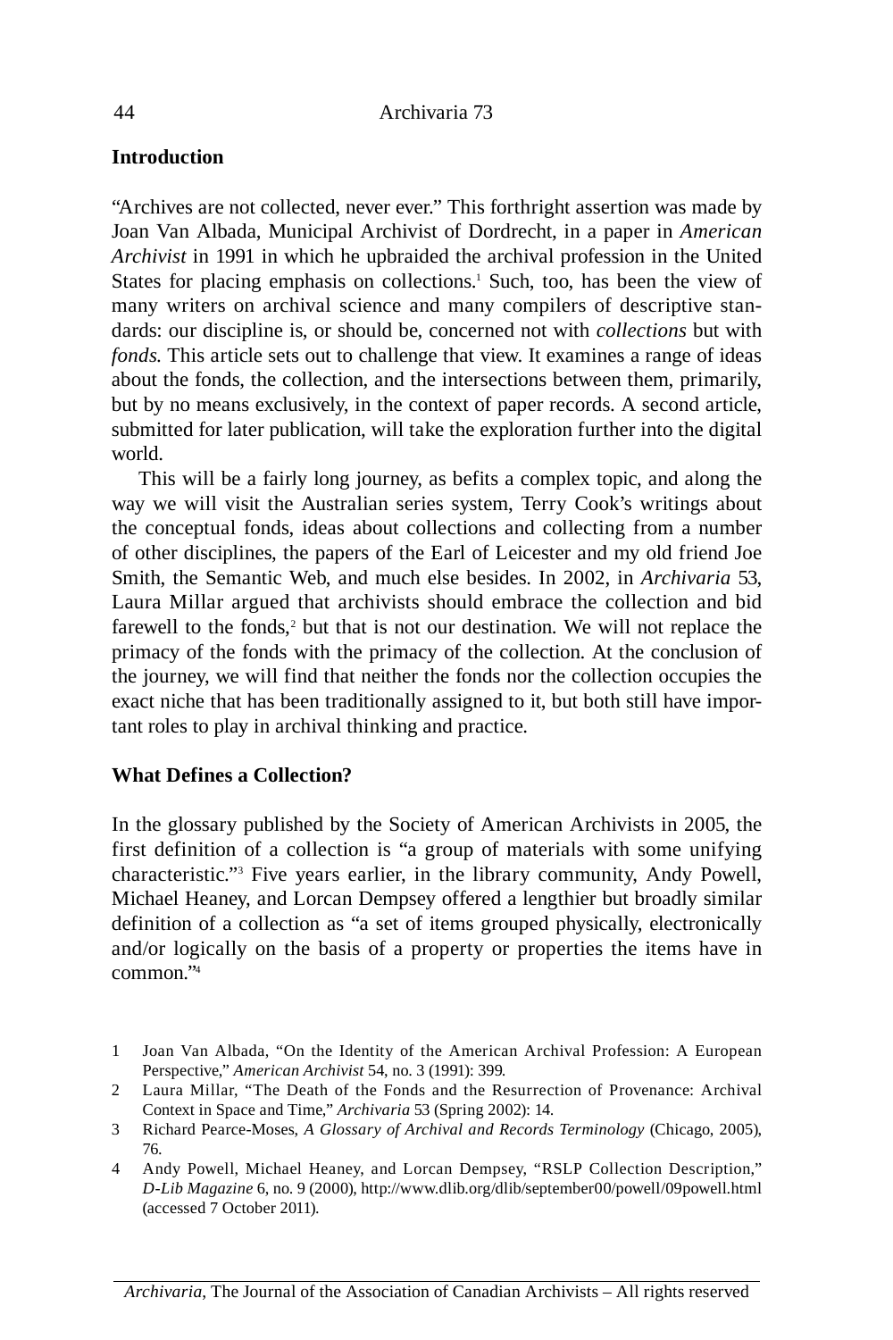## Introduction

"Archives are not collected, never ever." This forthright assertion was made by Joan Van Albada, Municipal Archivist of Dordrecht, in a paper in *American Archivist* in 1991 in which he upbraided the archival profession in the United States for placing emphasis on collections.[1] Such, too, has been the view of many writers on archival science and many compilers of descriptive standards: our discipline is, or should be, concerned not with *collections* but with *fonds.* This article sets out to challenge that view. It examines a range of ideas about the fonds, the collection, and the intersections between them, primarily, but by no means exclusively, in the context of paper records. A second article, submitted for later publication, will take the exploration further into the digital world.

This will be a fairly long journey, as befits a complex topic, and along the way we will visit the Australian series system, Terry Cook's writings about the conceptual fonds, ideas about collections and collecting from a number of other disciplines, the papers of the Earl of Leicester and my old friend Joe Smith, the Semantic Web, and much else besides. In 2002, in *Archivaria* 53, Laura Millar argued that archivists should embrace the collection and bid farewell to the fonds,[2] but that is not our destination. We will not replace the primacy of the fonds with the primacy of the collection. At the conclusion of the journey, we will find that neither the fonds nor the collection occupies the exact niche that has been traditionally assigned to it, but both still have important roles to play in archival thinking and practice.

## What Defines a Collection?

In the glossary published by the Society of American Archivists in 2005, the first definition of a collection is "a group of materials with some unifying characteristic."[3] Five years earlier, in the library community, Andy Powell, Michael Heaney, and Lorcan Dempsey offered a lengthier but broadly similar definition of a collection as "a set of items grouped physically, electronically and/or logically on the basis of a property or properties the items have in common."[4]

1 Joan Van Albada, "On the Identity of the American Archival Profession: A European Perspective," *American Archivist* 54, no. 3 (1991): 399.

2 Laura Millar, "The Death of the Fonds and the Resurrection of Provenance: Archival Context in Space and Time," *Archivaria* 53 (Spring 2002): 14.

3 Richard Pearce-Moses, *A Glossary of Archival and Records Terminology* (Chicago, 2005), 76.

4 Andy Powell, Michael Heaney, and Lorcan Dempsey, "RSLP Collection Description," *D-Lib Magazine* 6, no. 9 (2000), http://www.dlib.org/dlib/september00/powell/09powell.html (accessed 7 October 2011).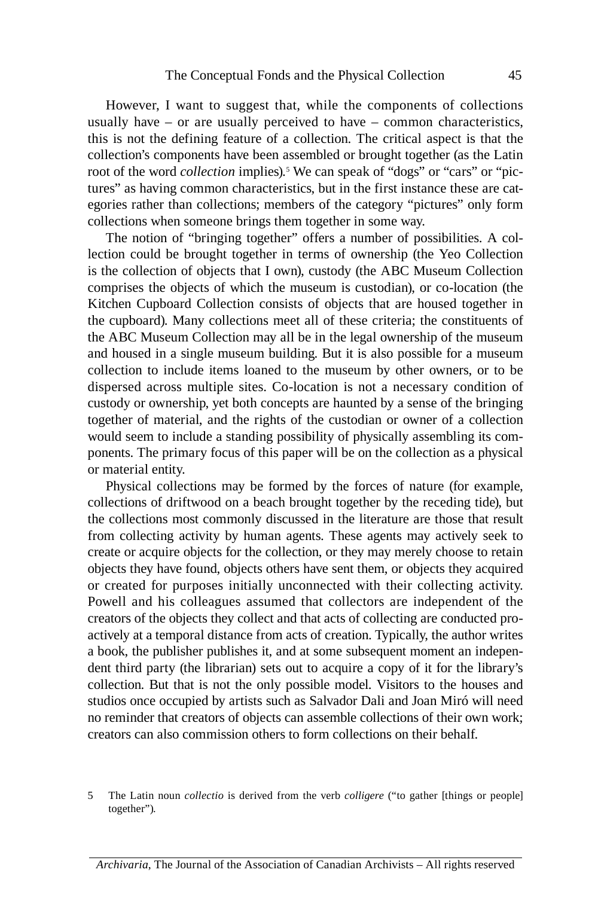However, I want to suggest that, while the components of collections usually have – or are usually perceived to have – common characteristics, this is not the defining feature of a collection. The critical aspect is that the collection's components have been assembled or brought together (as the Latin root of the word *collection* implies).[5] We can speak of "dogs" or "cars" or "pictures" as having common characteristics, but in the first instance these are categories rather than collections; members of the category "pictures" only form collections when someone brings them together in some way.

The notion of "bringing together" offers a number of possibilities. A collection could be brought together in terms of ownership (the Yeo Collection is the collection of objects that I own), custody (the ABC Museum Collection comprises the objects of which the museum is custodian), or co-location (the Kitchen Cupboard Collection consists of objects that are housed together in the cupboard). Many collections meet all of these criteria; the constituents of the ABC Museum Collection may all be in the legal ownership of the museum and housed in a single museum building. But it is also possible for a museum collection to include items loaned to the museum by other owners, or to be dispersed across multiple sites. Co-location is not a necessary condition of custody or ownership, yet both concepts are haunted by a sense of the bringing together of material, and the rights of the custodian or owner of a collection would seem to include a standing possibility of physically assembling its components. The primary focus of this paper will be on the collection as a physical or material entity.

Physical collections may be formed by the forces of nature (for example, collections of driftwood on a beach brought together by the receding tide), but the collections most commonly discussed in the literature are those that result from collecting activity by human agents. These agents may actively seek to create or acquire objects for the collection, or they may merely choose to retain objects they have found, objects others have sent them, or objects they acquired or created for purposes initially unconnected with their collecting activity. Powell and his colleagues assumed that collectors are independent of the creators of the objects they collect and that acts of collecting are conducted proactively at a temporal distance from acts of creation. Typically, the author writes a book, the publisher publishes it, and at some subsequent moment an independent third party (the librarian) sets out to acquire a copy of it for the library's collection. But that is not the only possible model. Visitors to the houses and studios once occupied by artists such as Salvador Dali and Joan Miró will need no reminder that creators of objects can assemble collections of their own work; creators can also commission others to form collections on their behalf.

5 The Latin noun *collectio* is derived from the verb *colligere* ("to gather [things or people] together").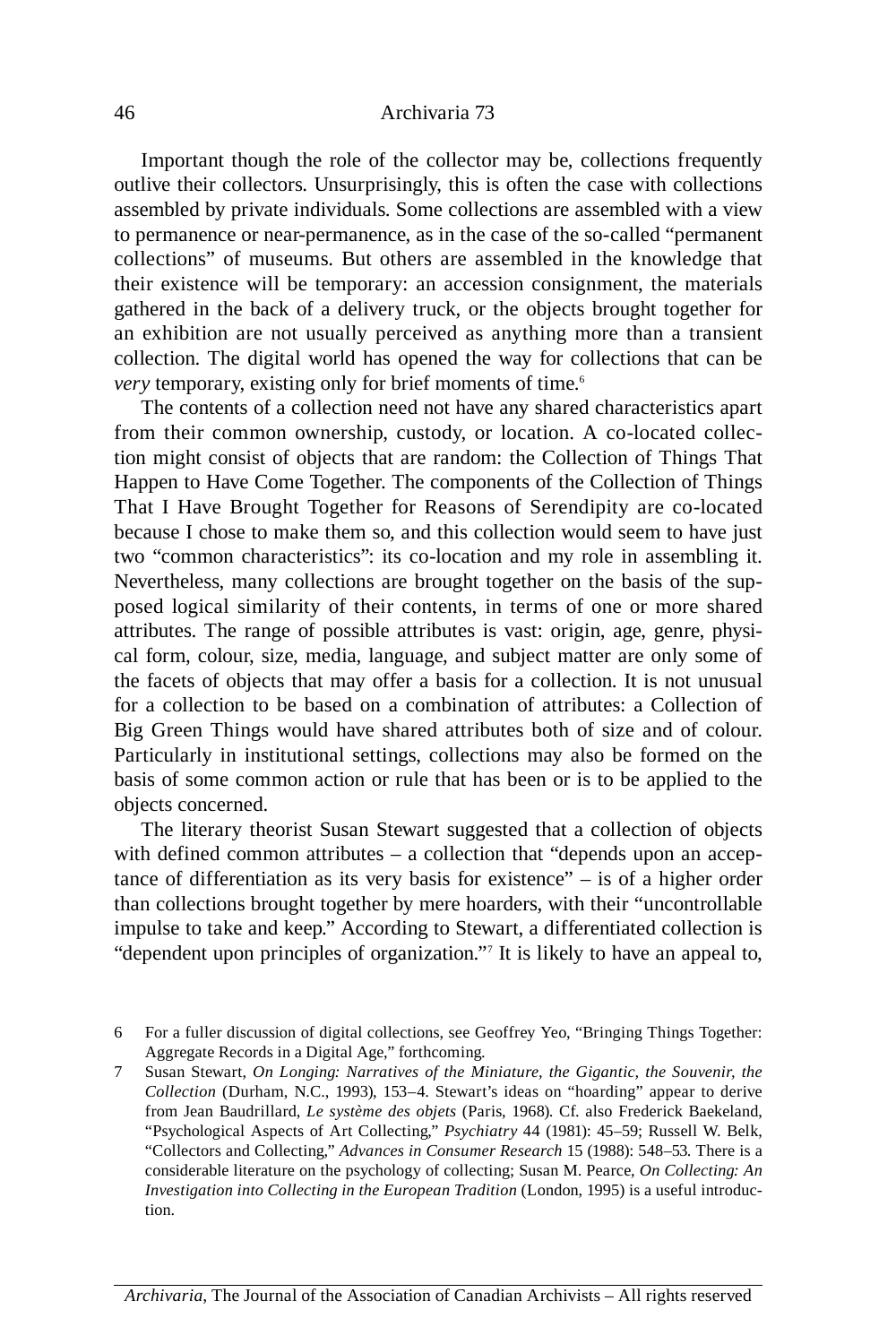Important though the role of the collector may be, collections frequently outlive their collectors. Unsurprisingly, this is often the case with collections assembled by private individuals. Some collections are assembled with a view to permanence or near-permanence, as in the case of the so-called "permanent collections" of museums. But others are assembled in the knowledge that their existence will be temporary: an accession consignment, the materials gathered in the back of a delivery truck, or the objects brought together for an exhibition are not usually perceived as anything more than a transient collection. The digital world has opened the way for collections that can be *very* temporary, existing only for brief moments of time.[6]

The contents of a collection need not have any shared characteristics apart from their common ownership, custody, or location. A co-located collection might consist of objects that are random: the Collection of Things That Happen to Have Come Together. The components of the Collection of Things That I Have Brought Together for Reasons of Serendipity are co-located because I chose to make them so, and this collection would seem to have just two "common characteristics": its co-location and my role in assembling it. Nevertheless, many collections are brought together on the basis of the supposed logical similarity of their contents, in terms of one or more shared attributes. The range of possible attributes is vast: origin, age, genre, physical form, colour, size, media, language, and subject matter are only some of the facets of objects that may offer a basis for a collection. It is not unusual for a collection to be based on a combination of attributes: a Collection of Big Green Things would have shared attributes both of size and of colour. Particularly in institutional settings, collections may also be formed on the basis of some common action or rule that has been or is to be applied to the objects concerned.

The literary theorist Susan Stewart suggested that a collection of objects with defined common attributes – a collection that "depends upon an acceptance of differentiation as its very basis for existence" – is of a higher order than collections brought together by mere hoarders, with their "uncontrollable impulse to take and keep." According to Stewart, a differentiated collection is "dependent upon principles of organization."[7] It is likely to have an appeal to,

6 For a fuller discussion of digital collections, see Geoffrey Yeo, "Bringing Things Together: Aggregate Records in a Digital Age," forthcoming.

7 Susan Stewart, *On Longing: Narratives of the Miniature, the Gigantic, the Souvenir, the Collection* (Durham, N.C., 1993), 153–4. Stewart's ideas on "hoarding" appear to derive from Jean Baudrillard, *Le système des objets* (Paris, 1968). Cf. also Frederick Baekeland, "Psychological Aspects of Art Collecting," *Psychiatry* 44 (1981): 45–59; Russell W. Belk, "Collectors and Collecting," *Advances in Consumer Research* 15 (1988): 548–53. There is a considerable literature on the psychology of collecting; Susan M. Pearce, *On Collecting: An Investigation into Collecting in the European Tradition* (London, 1995) is a useful introduction.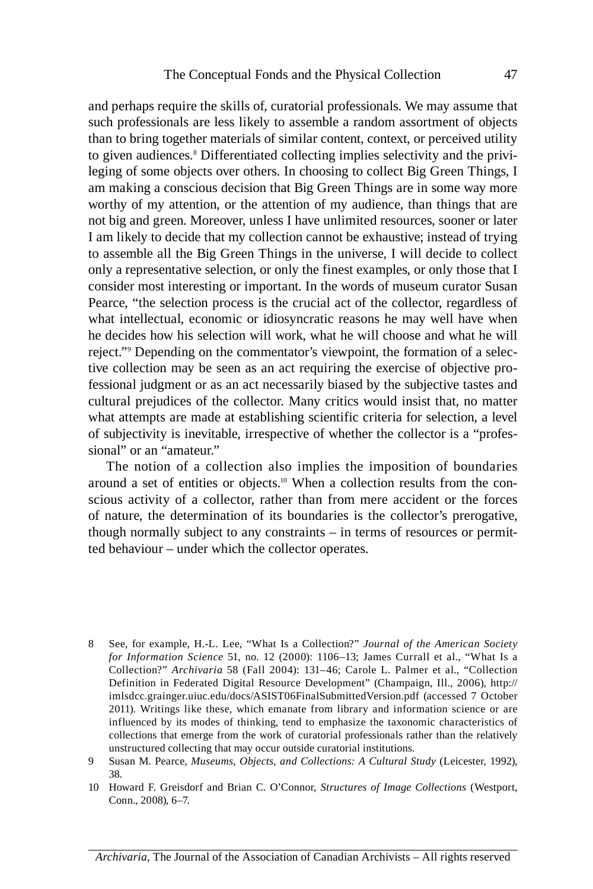and perhaps require the skills of, curatorial professionals. We may assume that such professionals are less likely to assemble a random assortment of objects than to bring together materials of similar content, context, or perceived utility to given audiences.[8] Differentiated collecting implies selectivity and the privileging of some objects over others. In choosing to collect Big Green Things, I am making a conscious decision that Big Green Things are in some way more worthy of my attention, or the attention of my audience, than things that are not big and green. Moreover, unless I have unlimited resources, sooner or later I am likely to decide that my collection cannot be exhaustive; instead of trying to assemble all the Big Green Things in the universe, I will decide to collect only a representative selection, or only the finest examples, or only those that I consider most interesting or important. In the words of museum curator Susan Pearce, "the selection process is the crucial act of the collector, regardless of what intellectual, economic or idiosyncratic reasons he may well have when he decides how his selection will work, what he will choose and what he will reject."[9] Depending on the commentator's viewpoint, the formation of a selective collection may be seen as an act requiring the exercise of objective professional judgment or as an act necessarily biased by the subjective tastes and cultural prejudices of the collector. Many critics would insist that, no matter what attempts are made at establishing scientific criteria for selection, a level of subjectivity is inevitable, irrespective of whether the collector is a "professional" or an "amateur."

The notion of a collection also implies the imposition of boundaries around a set of entities or objects.[10] When a collection results from the conscious activity of a collector, rather than from mere accident or the forces of nature, the determination of its boundaries is the collector's prerogative, though normally subject to any constraints – in terms of resources or permitted behaviour – under which the collector operates.

8 See, for example, H.-L. Lee, "What Is a Collection?" *Journal of the American Society for Information Science* 51, no. 12 (2000): 1106–13; James Currall et al., "What Is a Collection?" *Archivaria* 58 (Fall 2004): 131–46; Carole L. Palmer et al., "Collection Definition in Federated Digital Resource Development" (Champaign, Ill., 2006), http://imlsdcc.grainger.uiuc.edu/docs/ASIST06FinalSubmittedVersion.pdf (accessed 7 October 2011). Writings like these, which emanate from library and information science or are influenced by its modes of thinking, tend to emphasize the taxonomic characteristics of collections that emerge from the work of curatorial professionals rather than the relatively unstructured collecting that may occur outside curatorial institutions.

9 Susan M. Pearce, *Museums, Objects, and Collections: A Cultural Study* (Leicester, 1992), 38.

10 Howard F. Greisdorf and Brian C. O'Connor, *Structures of Image Collections* (Westport, Conn., 2008), 6–7.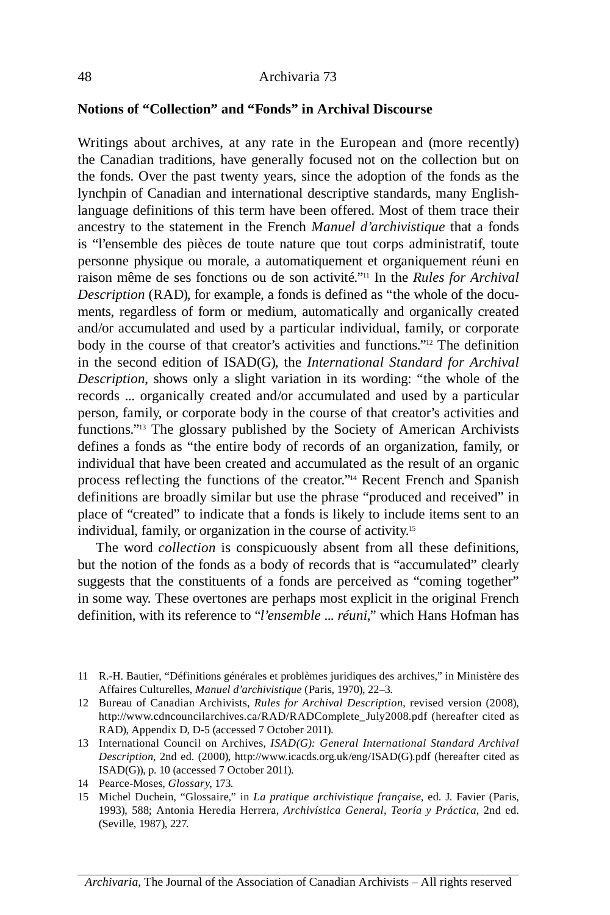## Notions of "Collection" and "Fonds" in Archival Discourse

Writings about archives, at any rate in the European and (more recently) the Canadian traditions, have generally focused not on the collection but on the fonds. Over the past twenty years, since the adoption of the fonds as the lynchpin of Canadian and international descriptive standards, many English-language definitions of this term have been offered. Most of them trace their ancestry to the statement in the French *Manuel d'archivistique* that a fonds is "l'ensemble des pièces de toute nature que tout corps administratif, toute personne physique ou morale, a automatiquement et organiquement réuni en raison même de ses fonctions ou de son activité."[11] In the *Rules for Archival Description* (RAD), for example, a fonds is defined as "the whole of the documents, regardless of form or medium, automatically and organically created and/or accumulated and used by a particular individual, family, or corporate body in the course of that creator's activities and functions."[12] The definition in the second edition of ISAD(G), the *International Standard for Archival Description*, shows only a slight variation in its wording: "the whole of the records ... organically created and/or accumulated and used by a particular person, family, or corporate body in the course of that creator's activities and functions."[13] The glossary published by the Society of American Archivists defines a fonds as "the entire body of records of an organization, family, or individual that have been created and accumulated as the result of an organic process reflecting the functions of the creator."[14] Recent French and Spanish definitions are broadly similar but use the phrase "produced and received" in place of "created" to indicate that a fonds is likely to include items sent to an individual, family, or organization in the course of activity.[15]

The word *collection* is conspicuously absent from all these definitions, but the notion of the fonds as a body of records that is "accumulated" clearly suggests that the constituents of a fonds are perceived as "coming together" in some way. These overtones are perhaps most explicit in the original French definition, with its reference to "*l'ensemble ... réuni*," which Hans Hofman has

11 R.-H. Bautier, "Définitions générales et problèmes juridiques des archives," in Ministère des Affaires Culturelles, *Manuel d'archivistique* (Paris, 1970), 22–3.

12 Bureau of Canadian Archivists, *Rules for Archival Description*, revised version (2008), http://www.cdncouncilarchives.ca/RAD/RADComplete_July2008.pdf (hereafter cited as RAD), Appendix D, D-5 (accessed 7 October 2011).

13 International Council on Archives, *ISAD(G): General International Standard Archival Description*, 2nd ed. (2000), http://www.icacds.org.uk/eng/ISAD(G).pdf (hereafter cited as ISAD(G)), p. 10 (accessed 7 October 2011).

14 Pearce-Moses, *Glossary*, 173.

15 Michel Duchein, "Glossaire," in *La pratique archivistique française*, ed. J. Favier (Paris, 1993), 588; Antonia Heredia Herrera, *Archivística General, Teoría y Práctica*, 2nd ed. (Seville, 1987), 227.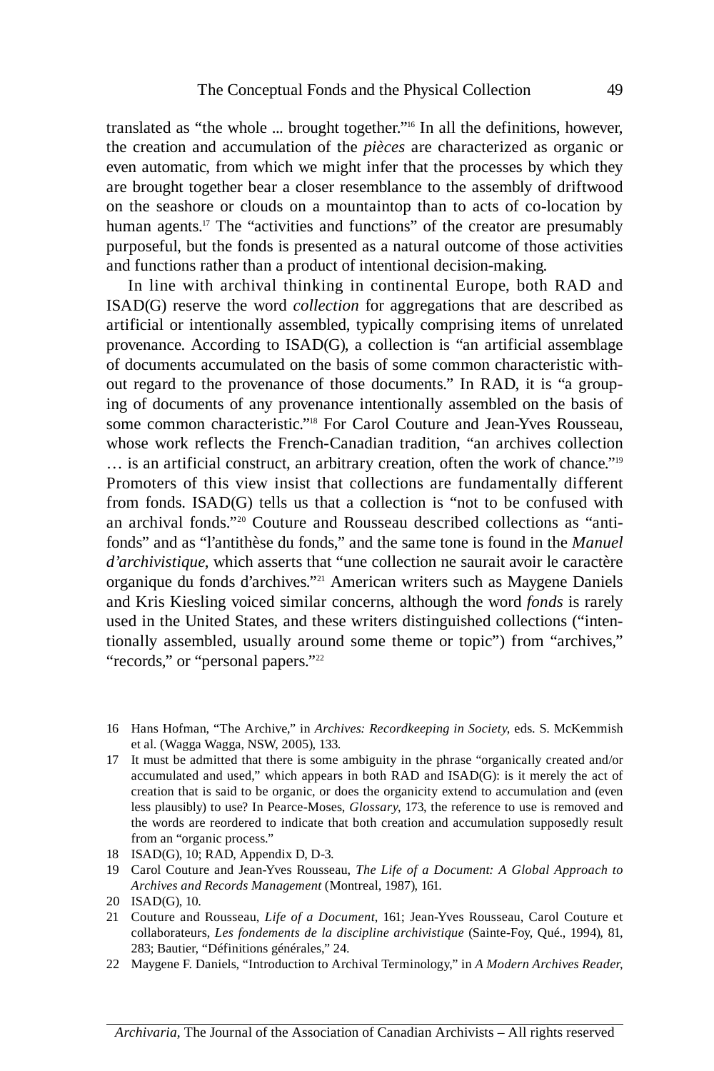translated as "the whole ... brought together."[16] In all the definitions, however, the creation and accumulation of the *pièces* are characterized as organic or even automatic, from which we might infer that the processes by which they are brought together bear a closer resemblance to the assembly of driftwood on the seashore or clouds on a mountaintop than to acts of co-location by human agents.[17] The "activities and functions" of the creator are presumably purposeful, but the fonds is presented as a natural outcome of those activities and functions rather than a product of intentional decision-making.

In line with archival thinking in continental Europe, both RAD and ISAD(G) reserve the word *collection* for aggregations that are described as artificial or intentionally assembled, typically comprising items of unrelated provenance. According to ISAD(G), a collection is "an artificial assemblage of documents accumulated on the basis of some common characteristic without regard to the provenance of those documents." In RAD, it is "a grouping of documents of any provenance intentionally assembled on the basis of some common characteristic."[18] For Carol Couture and Jean-Yves Rousseau, whose work reflects the French-Canadian tradition, "an archives collection … is an artificial construct, an arbitrary creation, often the work of chance."[19] Promoters of this view insist that collections are fundamentally different from fonds. ISAD(G) tells us that a collection is "not to be confused with an archival fonds."[20] Couture and Rousseau described collections as "anti-fonds" and as "l'antithèse du fonds," and the same tone is found in the *Manuel d'archivistique*, which asserts that "une collection ne saurait avoir le caractère organique du fonds d'archives."[21] American writers such as Maygene Daniels and Kris Kiesling voiced similar concerns, although the word *fonds* is rarely used in the United States, and these writers distinguished collections ("intentionally assembled, usually around some theme or topic") from "archives," "records," or "personal papers."[22]

16 Hans Hofman, "The Archive," in *Archives: Recordkeeping in Society*, eds. S. McKemmish et al. (Wagga Wagga, NSW, 2005), 133.

17 It must be admitted that there is some ambiguity in the phrase "organically created and/or accumulated and used," which appears in both RAD and ISAD(G): is it merely the act of creation that is said to be organic, or does the organicity extend to accumulation and (even less plausibly) to use? In Pearce-Moses, *Glossary*, 173, the reference to use is removed and the words are reordered to indicate that both creation and accumulation supposedly result from an "organic process."

18 ISAD(G), 10; RAD, Appendix D, D-3.

19 Carol Couture and Jean-Yves Rousseau, *The Life of a Document: A Global Approach to Archives and Records Management* (Montreal, 1987), 161.

20 ISAD(G), 10.

21 Couture and Rousseau, *Life of a Document*, 161; Jean-Yves Rousseau, Carol Couture et collaborateurs, *Les fondements de la discipline archivistique* (Sainte-Foy, Qué., 1994), 81, 283; Bautier, "Définitions générales," 24.

22 Maygene F. Daniels, "Introduction to Archival Terminology," in *A Modern Archives Reader*,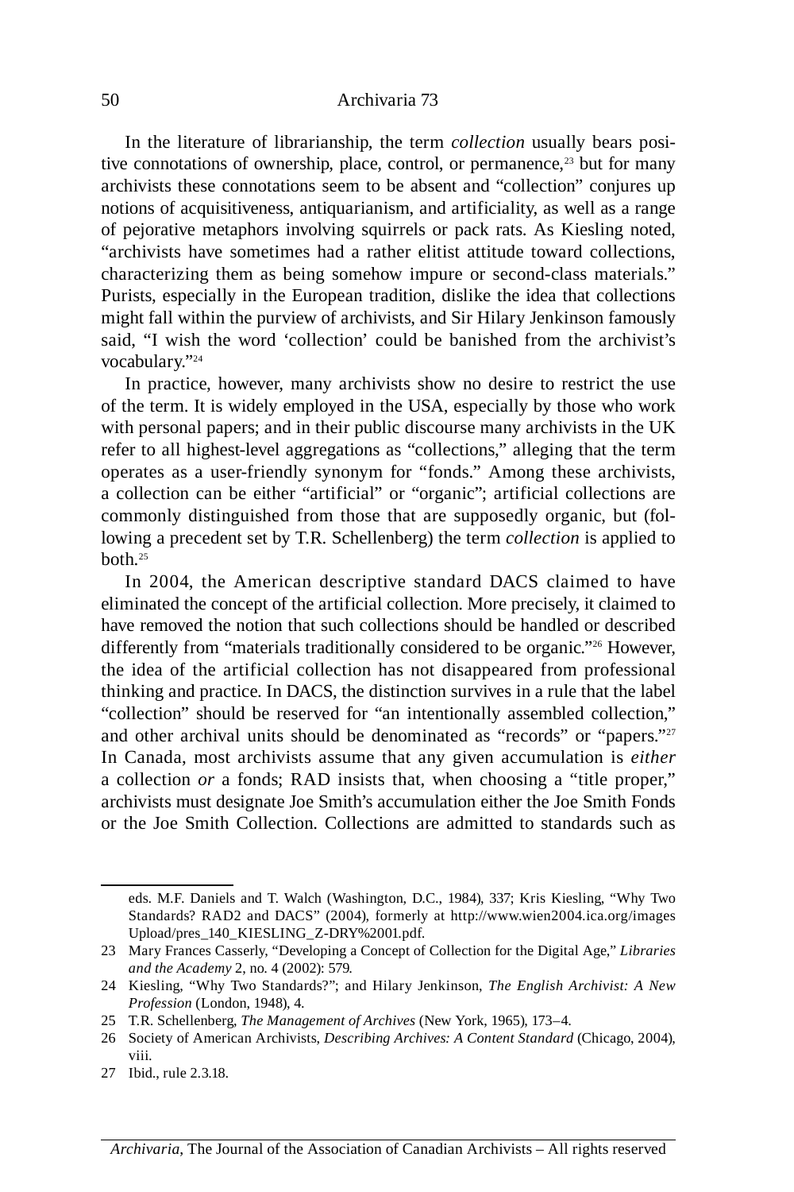In the literature of librarianship, the term *collection* usually bears positive connotations of ownership, place, control, or permanence,[23] but for many archivists these connotations seem to be absent and "collection" conjures up notions of acquisitiveness, antiquarianism, and artificiality, as well as a range of pejorative metaphors involving squirrels or pack rats. As Kiesling noted, "archivists have sometimes had a rather elitist attitude toward collections, characterizing them as being somehow impure or second-class materials." Purists, especially in the European tradition, dislike the idea that collections might fall within the purview of archivists, and Sir Hilary Jenkinson famously said, "I wish the word 'collection' could be banished from the archivist's vocabulary."[24]

In practice, however, many archivists show no desire to restrict the use of the term. It is widely employed in the USA, especially by those who work with personal papers; and in their public discourse many archivists in the UK refer to all highest-level aggregations as "collections," alleging that the term operates as a user-friendly synonym for "fonds." Among these archivists, a collection can be either "artificial" or "organic"; artificial collections are commonly distinguished from those that are supposedly organic, but (following a precedent set by T.R. Schellenberg) the term *collection* is applied to both.[25]

In 2004, the American descriptive standard DACS claimed to have eliminated the concept of the artificial collection. More precisely, it claimed to have removed the notion that such collections should be handled or described differently from "materials traditionally considered to be organic."[26] However, the idea of the artificial collection has not disappeared from professional thinking and practice. In DACS, the distinction survives in a rule that the label "collection" should be reserved for "an intentionally assembled collection," and other archival units should be denominated as "records" or "papers."[27] In Canada, most archivists assume that any given accumulation is *either* a collection *or* a fonds; RAD insists that, when choosing a "title proper," archivists must designate Joe Smith's accumulation either the Joe Smith Fonds or the Joe Smith Collection. Collections are admitted to standards such as

---

eds. M.F. Daniels and T. Walch (Washington, D.C., 1984), 337; Kris Kiesling, "Why Two Standards? RAD2 and DACS" (2004), formerly at http://www.wien2004.ica.org/images Upload/pres_140_KIESLING_Z-DRY%2001.pdf.

23 Mary Frances Casserly, "Developing a Concept of Collection for the Digital Age," *Libraries and the Academy* 2, no. 4 (2002): 579.

24 Kiesling, "Why Two Standards?"; and Hilary Jenkinson, *The English Archivist: A New Profession* (London, 1948), 4.

25 T.R. Schellenberg, *The Management of Archives* (New York, 1965), 173–4.

26 Society of American Archivists, *Describing Archives: A Content Standard* (Chicago, 2004), viii.

27 Ibid., rule 2.3.18.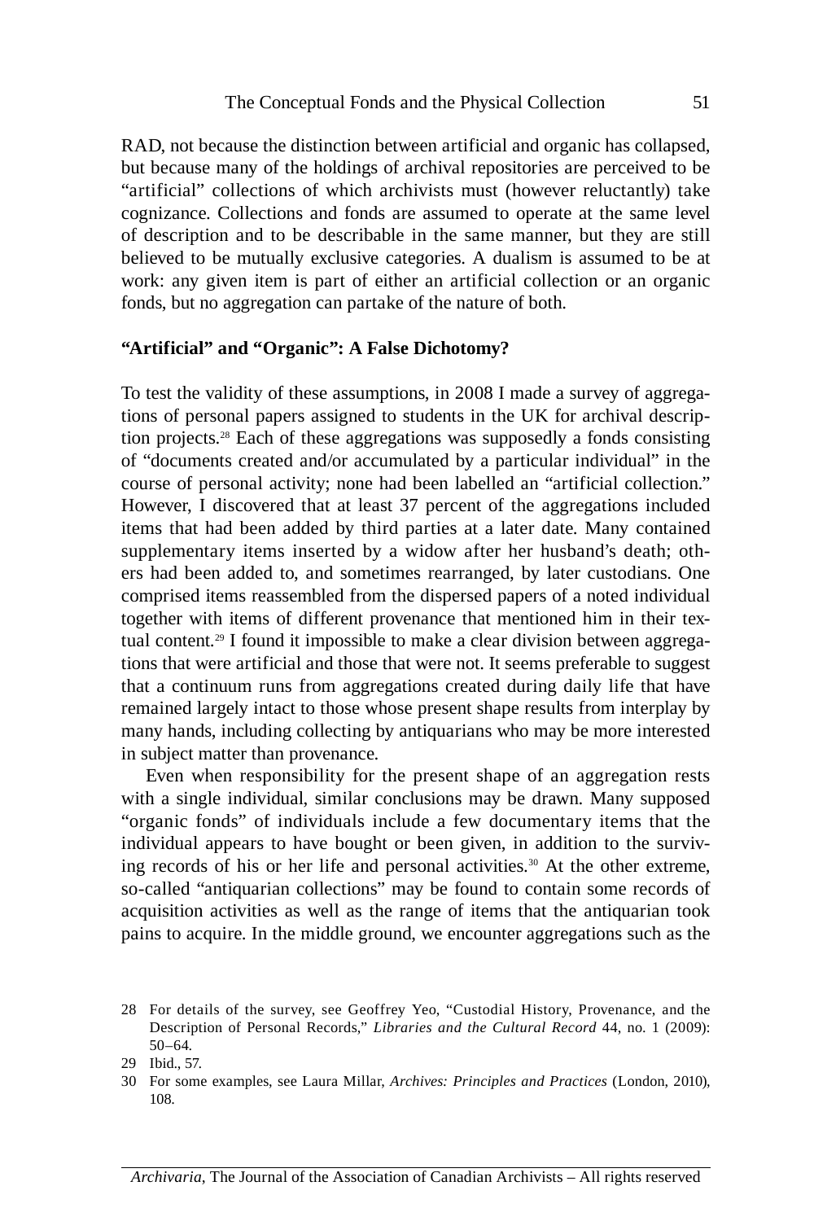RAD, not because the distinction between artificial and organic has collapsed, but because many of the holdings of archival repositories are perceived to be "artificial" collections of which archivists must (however reluctantly) take cognizance. Collections and fonds are assumed to operate at the same level of description and to be describable in the same manner, but they are still believed to be mutually exclusive categories. A dualism is assumed to be at work: any given item is part of either an artificial collection or an organic fonds, but no aggregation can partake of the nature of both.

### "Artificial" and "Organic": A False Dichotomy?

To test the validity of these assumptions, in 2008 I made a survey of aggregations of personal papers assigned to students in the UK for archival description projects.[28] Each of these aggregations was supposedly a fonds consisting of "documents created and/or accumulated by a particular individual" in the course of personal activity; none had been labelled an "artificial collection." However, I discovered that at least 37 percent of the aggregations included items that had been added by third parties at a later date. Many contained supplementary items inserted by a widow after her husband's death; others had been added to, and sometimes rearranged, by later custodians. One comprised items reassembled from the dispersed papers of a noted individual together with items of different provenance that mentioned him in their textual content.[29] I found it impossible to make a clear division between aggregations that were artificial and those that were not. It seems preferable to suggest that a continuum runs from aggregations created during daily life that have remained largely intact to those whose present shape results from interplay by many hands, including collecting by antiquarians who may be more interested in subject matter than provenance.

Even when responsibility for the present shape of an aggregation rests with a single individual, similar conclusions may be drawn. Many supposed "organic fonds" of individuals include a few documentary items that the individual appears to have bought or been given, in addition to the surviving records of his or her life and personal activities.[30] At the other extreme, so-called "antiquarian collections" may be found to contain some records of acquisition activities as well as the range of items that the antiquarian took pains to acquire. In the middle ground, we encounter aggregations such as the

---

28 For details of the survey, see Geoffrey Yeo, "Custodial History, Provenance, and the Description of Personal Records," *Libraries and the Cultural Record* 44, no. 1 (2009): 50–64.

29 Ibid., 57.

30 For some examples, see Laura Millar, *Archives: Principles and Practices* (London, 2010), 108.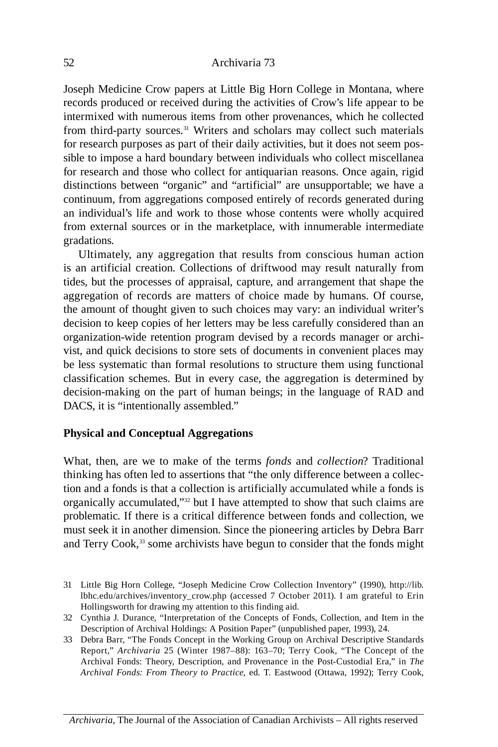Joseph Medicine Crow papers at Little Big Horn College in Montana, where records produced or received during the activities of Crow's life appear to be intermixed with numerous items from other provenances, which he collected from third-party sources.[31] Writers and scholars may collect such materials for research purposes as part of their daily activities, but it does not seem possible to impose a hard boundary between individuals who collect miscellanea for research and those who collect for antiquarian reasons. Once again, rigid distinctions between "organic" and "artificial" are unsupportable; we have a continuum, from aggregations composed entirely of records generated during an individual's life and work to those whose contents were wholly acquired from external sources or in the marketplace, with innumerable intermediate gradations.

Ultimately, any aggregation that results from conscious human action is an artificial creation. Collections of driftwood may result naturally from tides, but the processes of appraisal, capture, and arrangement that shape the aggregation of records are matters of choice made by humans. Of course, the amount of thought given to such choices may vary: an individual writer's decision to keep copies of her letters may be less carefully considered than an organization-wide retention program devised by a records manager or archivist, and quick decisions to store sets of documents in convenient places may be less systematic than formal resolutions to structure them using functional classification schemes. But in every case, the aggregation is determined by decision-making on the part of human beings; in the language of RAD and DACS, it is "intentionally assembled."

## Physical and Conceptual Aggregations

What, then, are we to make of the terms *fonds* and *collection*? Traditional thinking has often led to assertions that "the only difference between a collection and a fonds is that a collection is artificially accumulated while a fonds is organically accumulated,"[32] but I have attempted to show that such claims are problematic. If there is a critical difference between fonds and collection, we must seek it in another dimension. Since the pioneering articles by Debra Barr and Terry Cook,[33] some archivists have begun to consider that the fonds might

31 Little Big Horn College, "Joseph Medicine Crow Collection Inventory" (1990), http://lib.lbhc.edu/archives/inventory_crow.php (accessed 7 October 2011). I am grateful to Erin Hollingsworth for drawing my attention to this finding aid.

32 Cynthia J. Durance, "Interpretation of the Concepts of Fonds, Collection, and Item in the Description of Archival Holdings: A Position Paper" (unpublished paper, 1993), 24.

33 Debra Barr, "The Fonds Concept in the Working Group on Archival Descriptive Standards Report," *Archivaria* 25 (Winter 1987–88): 163–70; Terry Cook, "The Concept of the Archival Fonds: Theory, Description, and Provenance in the Post-Custodial Era," in *The Archival Fonds: From Theory to Practice*, ed. T. Eastwood (Ottawa, 1992); Terry Cook,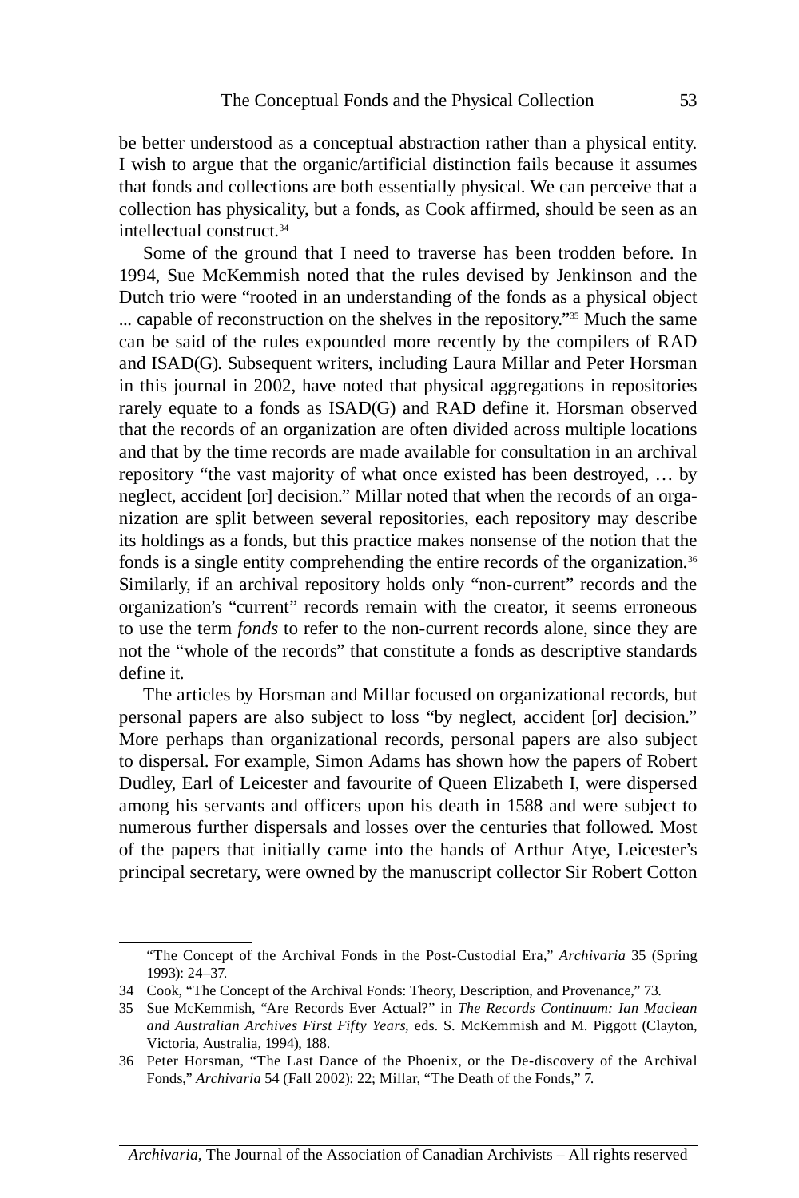be better understood as a conceptual abstraction rather than a physical entity. I wish to argue that the organic/artificial distinction fails because it assumes that fonds and collections are both essentially physical. We can perceive that a collection has physicality, but a fonds, as Cook affirmed, should be seen as an intellectual construct.[34]

Some of the ground that I need to traverse has been trodden before. In 1994, Sue McKemmish noted that the rules devised by Jenkinson and the Dutch trio were "rooted in an understanding of the fonds as a physical object ... capable of reconstruction on the shelves in the repository."[35] Much the same can be said of the rules expounded more recently by the compilers of RAD and ISAD(G). Subsequent writers, including Laura Millar and Peter Horsman in this journal in 2002, have noted that physical aggregations in repositories rarely equate to a fonds as ISAD(G) and RAD define it. Horsman observed that the records of an organization are often divided across multiple locations and that by the time records are made available for consultation in an archival repository "the vast majority of what once existed has been destroyed, … by neglect, accident [or] decision." Millar noted that when the records of an organization are split between several repositories, each repository may describe its holdings as a fonds, but this practice makes nonsense of the notion that the fonds is a single entity comprehending the entire records of the organization.[36] Similarly, if an archival repository holds only "non-current" records and the organization's "current" records remain with the creator, it seems erroneous to use the term *fonds* to refer to the non-current records alone, since they are not the "whole of the records" that constitute a fonds as descriptive standards define it.

The articles by Horsman and Millar focused on organizational records, but personal papers are also subject to loss "by neglect, accident [or] decision." More perhaps than organizational records, personal papers are also subject to dispersal. For example, Simon Adams has shown how the papers of Robert Dudley, Earl of Leicester and favourite of Queen Elizabeth I, were dispersed among his servants and officers upon his death in 1588 and were subject to numerous further dispersals and losses over the centuries that followed. Most of the papers that initially came into the hands of Arthur Atye, Leicester's principal secretary, were owned by the manuscript collector Sir Robert Cotton

---

"The Concept of the Archival Fonds in the Post-Custodial Era," *Archivaria* 35 (Spring 1993): 24–37.

34 Cook, "The Concept of the Archival Fonds: Theory, Description, and Provenance," 73.

35 Sue McKemmish, "Are Records Ever Actual?" in *The Records Continuum: Ian Maclean and Australian Archives First Fifty Years*, eds. S. McKemmish and M. Piggott (Clayton, Victoria, Australia, 1994), 188.

36 Peter Horsman, "The Last Dance of the Phoenix, or the De-discovery of the Archival Fonds," *Archivaria* 54 (Fall 2002): 22; Millar, "The Death of the Fonds," 7.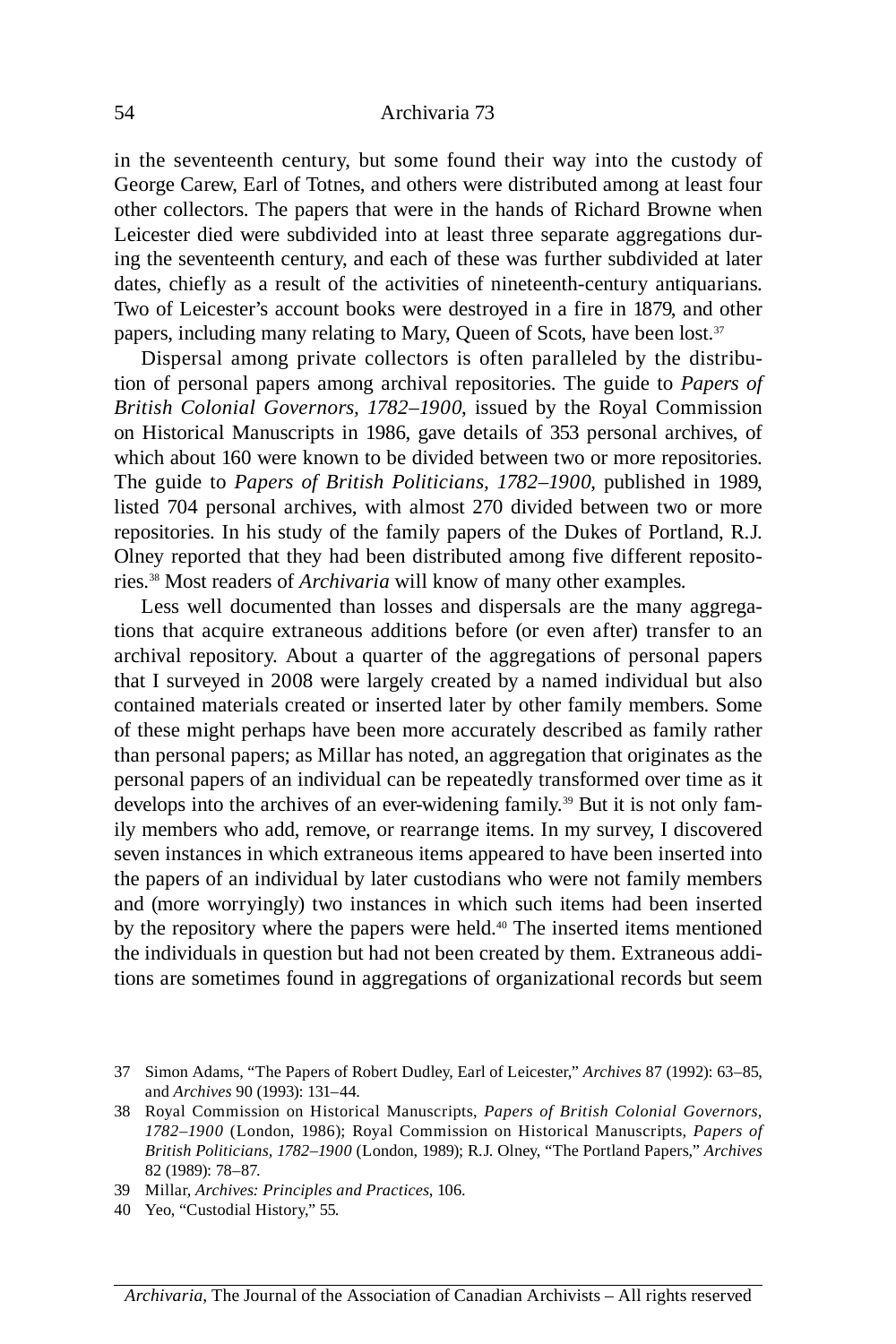in the seventeenth century, but some found their way into the custody of George Carew, Earl of Totnes, and others were distributed among at least four other collectors. The papers that were in the hands of Richard Browne when Leicester died were subdivided into at least three separate aggregations during the seventeenth century, and each of these was further subdivided at later dates, chiefly as a result of the activities of nineteenth-century antiquarians. Two of Leicester's account books were destroyed in a fire in 1879, and other papers, including many relating to Mary, Queen of Scots, have been lost.[37]

Dispersal among private collectors is often paralleled by the distribution of personal papers among archival repositories. The guide to *Papers of British Colonial Governors, 1782–1900*, issued by the Royal Commission on Historical Manuscripts in 1986, gave details of 353 personal archives, of which about 160 were known to be divided between two or more repositories. The guide to *Papers of British Politicians, 1782–1900*, published in 1989, listed 704 personal archives, with almost 270 divided between two or more repositories. In his study of the family papers of the Dukes of Portland, R.J. Olney reported that they had been distributed among five different repositories.[38] Most readers of *Archivaria* will know of many other examples.

Less well documented than losses and dispersals are the many aggregations that acquire extraneous additions before (or even after) transfer to an archival repository. About a quarter of the aggregations of personal papers that I surveyed in 2008 were largely created by a named individual but also contained materials created or inserted later by other family members. Some of these might perhaps have been more accurately described as family rather than personal papers; as Millar has noted, an aggregation that originates as the personal papers of an individual can be repeatedly transformed over time as it develops into the archives of an ever-widening family.[39] But it is not only family members who add, remove, or rearrange items. In my survey, I discovered seven instances in which extraneous items appeared to have been inserted into the papers of an individual by later custodians who were not family members and (more worryingly) two instances in which such items had been inserted by the repository where the papers were held.[40] The inserted items mentioned the individuals in question but had not been created by them. Extraneous additions are sometimes found in aggregations of organizational records but seem

37 Simon Adams, "The Papers of Robert Dudley, Earl of Leicester," *Archives* 87 (1992): 63–85, and *Archives* 90 (1993): 131–44.

38 Royal Commission on Historical Manuscripts, *Papers of British Colonial Governors, 1782–1900* (London, 1986); Royal Commission on Historical Manuscripts, *Papers of British Politicians, 1782–1900* (London, 1989); R.J. Olney, "The Portland Papers," *Archives* 82 (1989): 78–87.

39 Millar, *Archives: Principles and Practices*, 106.

40 Yeo, "Custodial History," 55.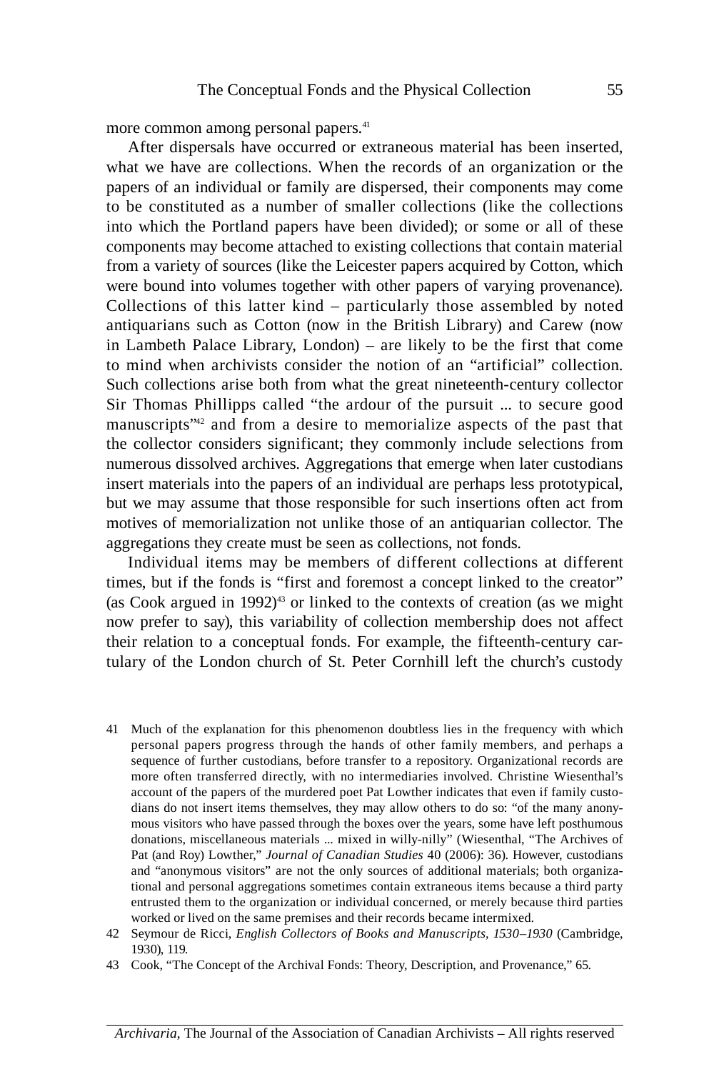more common among personal papers.[41]

After dispersals have occurred or extraneous material has been inserted, what we have are collections. When the records of an organization or the papers of an individual or family are dispersed, their components may come to be constituted as a number of smaller collections (like the collections into which the Portland papers have been divided); or some or all of these components may become attached to existing collections that contain material from a variety of sources (like the Leicester papers acquired by Cotton, which were bound into volumes together with other papers of varying provenance). Collections of this latter kind – particularly those assembled by noted antiquarians such as Cotton (now in the British Library) and Carew (now in Lambeth Palace Library, London) – are likely to be the first that come to mind when archivists consider the notion of an "artificial" collection. Such collections arise both from what the great nineteenth-century collector Sir Thomas Phillipps called "the ardour of the pursuit ... to secure good manuscripts"[42] and from a desire to memorialize aspects of the past that the collector considers significant; they commonly include selections from numerous dissolved archives. Aggregations that emerge when later custodians insert materials into the papers of an individual are perhaps less prototypical, but we may assume that those responsible for such insertions often act from motives of memorialization not unlike those of an antiquarian collector. The aggregations they create must be seen as collections, not fonds.

Individual items may be members of different collections at different times, but if the fonds is "first and foremost a concept linked to the creator" (as Cook argued in 1992)[43] or linked to the contexts of creation (as we might now prefer to say), this variability of collection membership does not affect their relation to a conceptual fonds. For example, the fifteenth-century cartulary of the London church of St. Peter Cornhill left the church's custody

41 Much of the explanation for this phenomenon doubtless lies in the frequency with which personal papers progress through the hands of other family members, and perhaps a sequence of further custodians, before transfer to a repository. Organizational records are more often transferred directly, with no intermediaries involved. Christine Wiesenthal's account of the papers of the murdered poet Pat Lowther indicates that even if family custodians do not insert items themselves, they may allow others to do so: "of the many anonymous visitors who have passed through the boxes over the years, some have left posthumous donations, miscellaneous materials ... mixed in willy-nilly" (Wiesenthal, "The Archives of Pat (and Roy) Lowther," *Journal of Canadian Studies* 40 (2006): 36). However, custodians and "anonymous visitors" are not the only sources of additional materials; both organizational and personal aggregations sometimes contain extraneous items because a third party entrusted them to the organization or individual concerned, or merely because third parties worked or lived on the same premises and their records became intermixed.

42 Seymour de Ricci, *English Collectors of Books and Manuscripts, 1530–1930* (Cambridge, 1930), 119.

43 Cook, "The Concept of the Archival Fonds: Theory, Description, and Provenance," 65.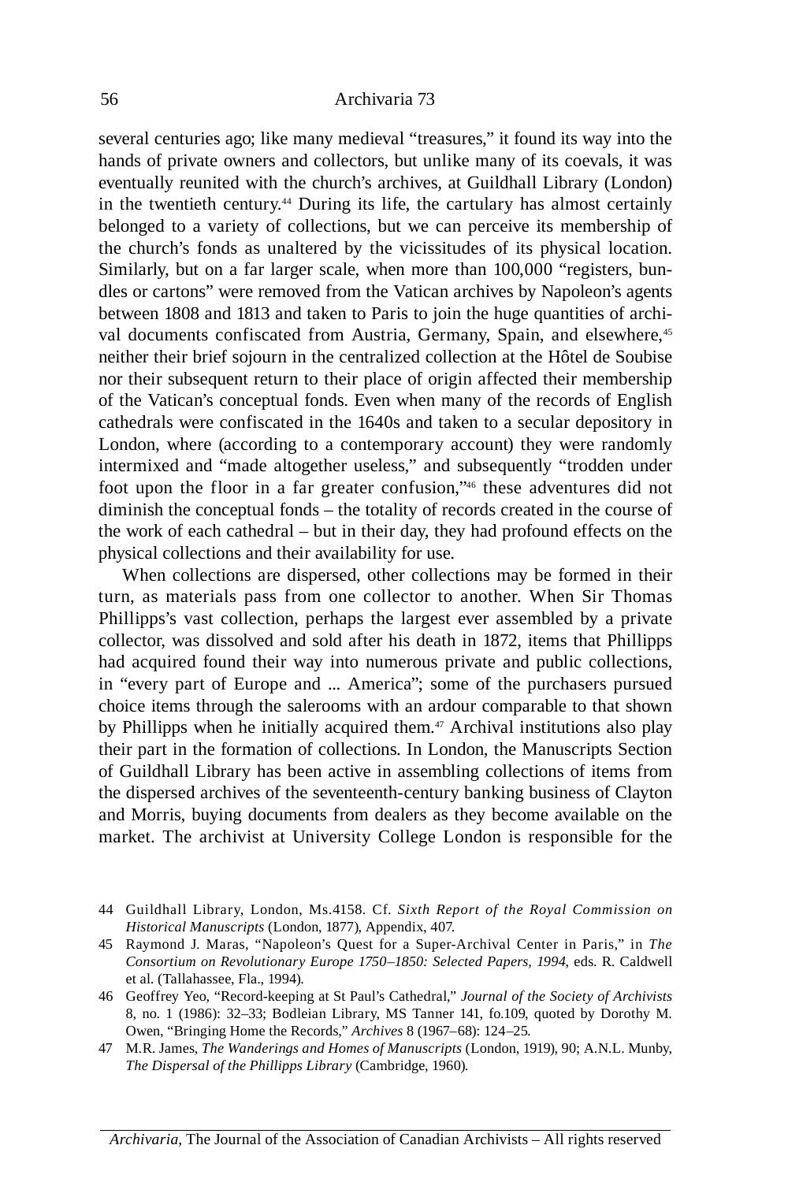several centuries ago; like many medieval "treasures," it found its way into the hands of private owners and collectors, but unlike many of its coevals, it was eventually reunited with the church's archives, at Guildhall Library (London) in the twentieth century.[44] During its life, the cartulary has almost certainly belonged to a variety of collections, but we can perceive its membership of the church's fonds as unaltered by the vicissitudes of its physical location. Similarly, but on a far larger scale, when more than 100,000 "registers, bundles or cartons" were removed from the Vatican archives by Napoleon's agents between 1808 and 1813 and taken to Paris to join the huge quantities of archival documents confiscated from Austria, Germany, Spain, and elsewhere,[45] neither their brief sojourn in the centralized collection at the Hôtel de Soubise nor their subsequent return to their place of origin affected their membership of the Vatican's conceptual fonds. Even when many of the records of English cathedrals were confiscated in the 1640s and taken to a secular depository in London, where (according to a contemporary account) they were randomly intermixed and "made altogether useless," and subsequently "trodden under foot upon the floor in a far greater confusion,"[46] these adventures did not diminish the conceptual fonds – the totality of records created in the course of the work of each cathedral – but in their day, they had profound effects on the physical collections and their availability for use.

When collections are dispersed, other collections may be formed in their turn, as materials pass from one collector to another. When Sir Thomas Phillipps's vast collection, perhaps the largest ever assembled by a private collector, was dissolved and sold after his death in 1872, items that Phillipps had acquired found their way into numerous private and public collections, in "every part of Europe and ... America"; some of the purchasers pursued choice items through the salerooms with an ardour comparable to that shown by Phillipps when he initially acquired them.[47] Archival institutions also play their part in the formation of collections. In London, the Manuscripts Section of Guildhall Library has been active in assembling collections of items from the dispersed archives of the seventeenth-century banking business of Clayton and Morris, buying documents from dealers as they become available on the market. The archivist at University College London is responsible for the

---

44 Guildhall Library, London, Ms.4158. Cf. *Sixth Report of the Royal Commission on Historical Manuscripts* (London, 1877), Appendix, 407.

45 Raymond J. Maras, "Napoleon's Quest for a Super-Archival Center in Paris," in *The Consortium on Revolutionary Europe 1750–1850: Selected Papers, 1994*, eds. R. Caldwell et al. (Tallahassee, Fla., 1994).

46 Geoffrey Yeo, "Record-keeping at St Paul's Cathedral," *Journal of the Society of Archivists* 8, no. 1 (1986): 32–33; Bodleian Library, MS Tanner 141, fo.109, quoted by Dorothy M. Owen, "Bringing Home the Records," *Archives* 8 (1967–68): 124–25.

47 M.R. James, *The Wanderings and Homes of Manuscripts* (London, 1919), 90; A.N.L. Munby, *The Dispersal of the Phillipps Library* (Cambridge, 1960).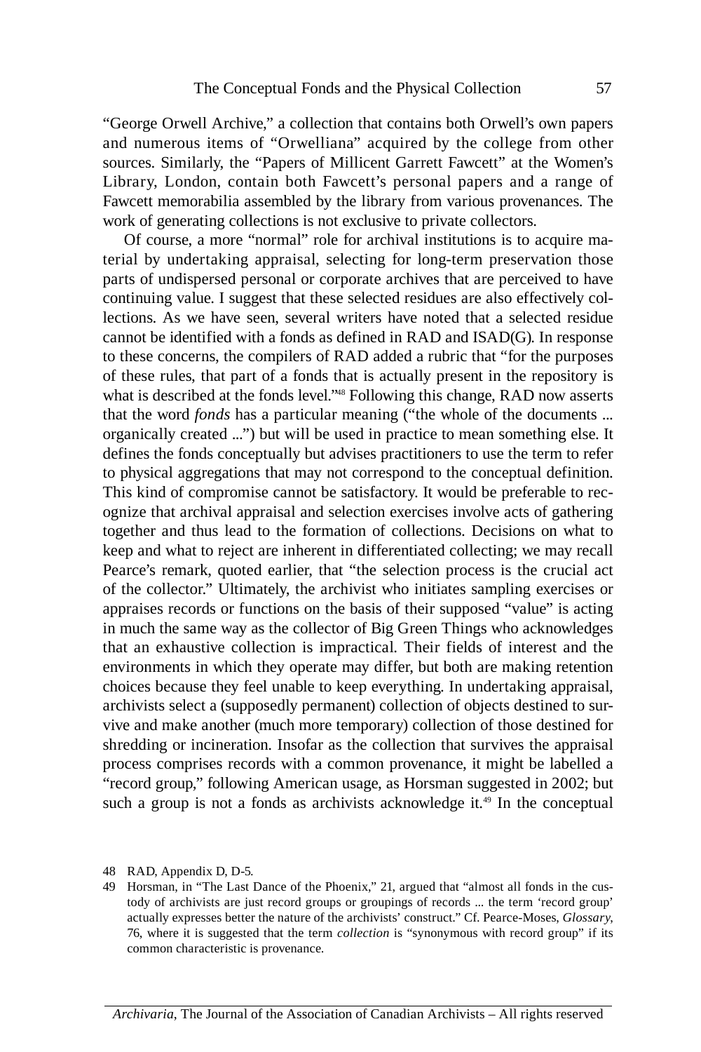"George Orwell Archive," a collection that contains both Orwell's own papers and numerous items of "Orwelliana" acquired by the college from other sources. Similarly, the "Papers of Millicent Garrett Fawcett" at the Women's Library, London, contain both Fawcett's personal papers and a range of Fawcett memorabilia assembled by the library from various provenances. The work of generating collections is not exclusive to private collectors.

Of course, a more "normal" role for archival institutions is to acquire material by undertaking appraisal, selecting for long-term preservation those parts of undispersed personal or corporate archives that are perceived to have continuing value. I suggest that these selected residues are also effectively collections. As we have seen, several writers have noted that a selected residue cannot be identified with a fonds as defined in RAD and ISAD(G). In response to these concerns, the compilers of RAD added a rubric that "for the purposes of these rules, that part of a fonds that is actually present in the repository is what is described at the fonds level."[48] Following this change, RAD now asserts that the word *fonds* has a particular meaning ("the whole of the documents ... organically created ...") but will be used in practice to mean something else. It defines the fonds conceptually but advises practitioners to use the term to refer to physical aggregations that may not correspond to the conceptual definition. This kind of compromise cannot be satisfactory. It would be preferable to recognize that archival appraisal and selection exercises involve acts of gathering together and thus lead to the formation of collections. Decisions on what to keep and what to reject are inherent in differentiated collecting; we may recall Pearce's remark, quoted earlier, that "the selection process is the crucial act of the collector." Ultimately, the archivist who initiates sampling exercises or appraises records or functions on the basis of their supposed "value" is acting in much the same way as the collector of Big Green Things who acknowledges that an exhaustive collection is impractical. Their fields of interest and the environments in which they operate may differ, but both are making retention choices because they feel unable to keep everything. In undertaking appraisal, archivists select a (supposedly permanent) collection of objects destined to survive and make another (much more temporary) collection of those destined for shredding or incineration. Insofar as the collection that survives the appraisal process comprises records with a common provenance, it might be labelled a "record group," following American usage, as Horsman suggested in 2002; but such a group is not a fonds as archivists acknowledge it.[49] In the conceptual

48 RAD, Appendix D, D-5.

49 Horsman, in "The Last Dance of the Phoenix," 21, argued that "almost all fonds in the custody of archivists are just record groups or groupings of records ... the term 'record group' actually expresses better the nature of the archivists' construct." Cf. Pearce-Moses, *Glossary*, 76, where it is suggested that the term *collection* is "synonymous with record group" if its common characteristic is provenance.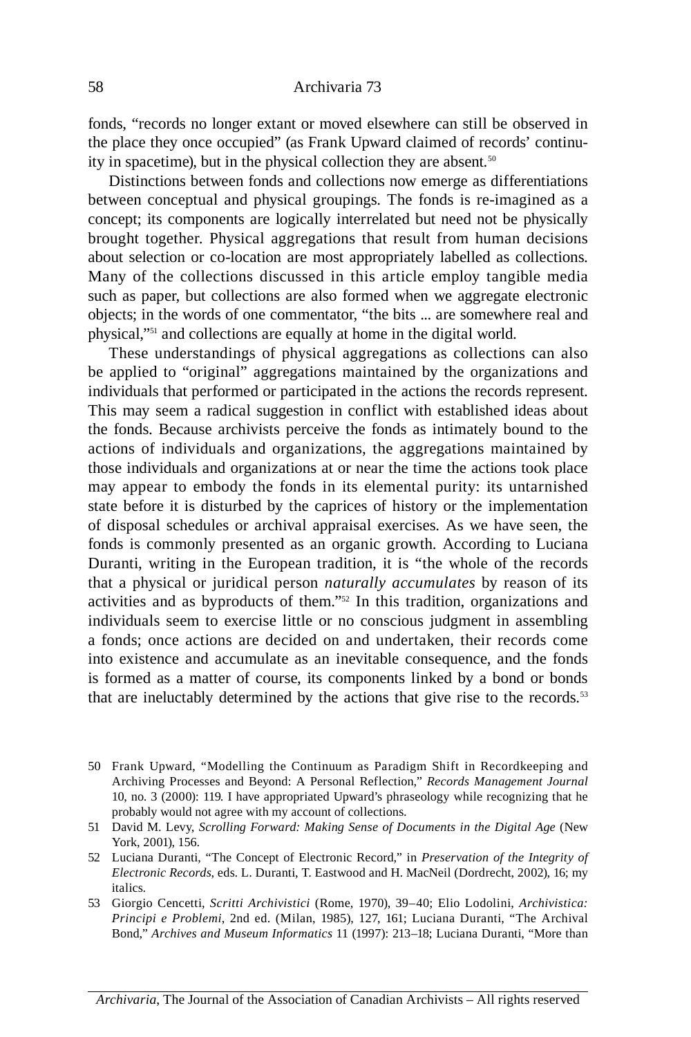fonds, "records no longer extant or moved elsewhere can still be observed in the place they once occupied" (as Frank Upward claimed of records' continuity in spacetime), but in the physical collection they are absent.[50]

Distinctions between fonds and collections now emerge as differentiations between conceptual and physical groupings. The fonds is re-imagined as a concept; its components are logically interrelated but need not be physically brought together. Physical aggregations that result from human decisions about selection or co-location are most appropriately labelled as collections. Many of the collections discussed in this article employ tangible media such as paper, but collections are also formed when we aggregate electronic objects; in the words of one commentator, "the bits ... are somewhere real and physical,"[51] and collections are equally at home in the digital world.

These understandings of physical aggregations as collections can also be applied to "original" aggregations maintained by the organizations and individuals that performed or participated in the actions the records represent. This may seem a radical suggestion in conflict with established ideas about the fonds. Because archivists perceive the fonds as intimately bound to the actions of individuals and organizations, the aggregations maintained by those individuals and organizations at or near the time the actions took place may appear to embody the fonds in its elemental purity: its untarnished state before it is disturbed by the caprices of history or the implementation of disposal schedules or archival appraisal exercises. As we have seen, the fonds is commonly presented as an organic growth. According to Luciana Duranti, writing in the European tradition, it is "the whole of the records that a physical or juridical person *naturally accumulates* by reason of its activities and as byproducts of them."[52] In this tradition, organizations and individuals seem to exercise little or no conscious judgment in assembling a fonds; once actions are decided on and undertaken, their records come into existence and accumulate as an inevitable consequence, and the fonds is formed as a matter of course, its components linked by a bond or bonds that are ineluctably determined by the actions that give rise to the records.[53]

50 Frank Upward, "Modelling the Continuum as Paradigm Shift in Recordkeeping and Archiving Processes and Beyond: A Personal Reflection," *Records Management Journal* 10, no. 3 (2000): 119. I have appropriated Upward's phraseology while recognizing that he probably would not agree with my account of collections.

51 David M. Levy, *Scrolling Forward: Making Sense of Documents in the Digital Age* (New York, 2001), 156.

52 Luciana Duranti, "The Concept of Electronic Record," in *Preservation of the Integrity of Electronic Records*, eds. L. Duranti, T. Eastwood and H. MacNeil (Dordrecht, 2002), 16; my italics.

53 Giorgio Cencetti, *Scritti Archivistici* (Rome, 1970), 39–40; Elio Lodolini, *Archivistica: Principi e Problemi*, 2nd ed. (Milan, 1985), 127, 161; Luciana Duranti, "The Archival Bond," *Archives and Museum Informatics* 11 (1997): 213–18; Luciana Duranti, "More than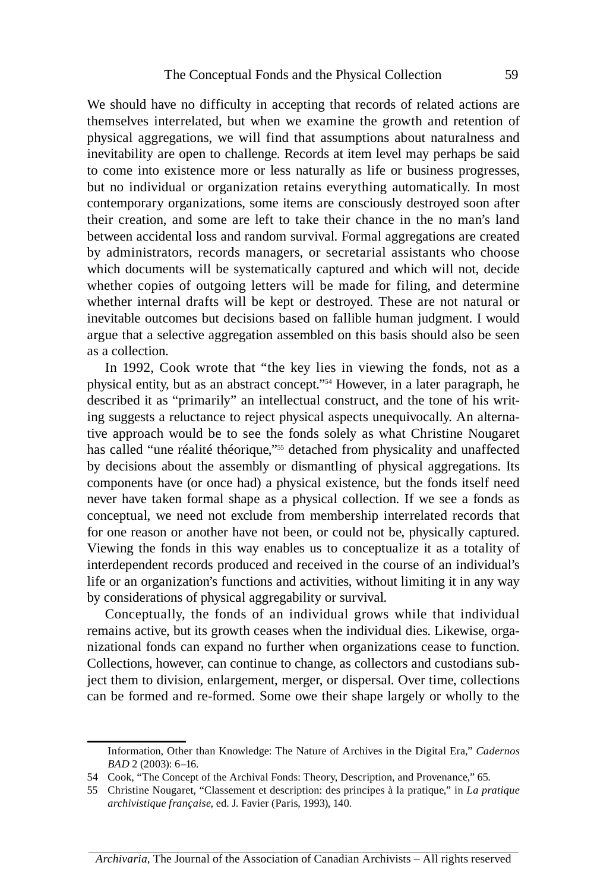We should have no difficulty in accepting that records of related actions are themselves interrelated, but when we examine the growth and retention of physical aggregations, we will find that assumptions about naturalness and inevitability are open to challenge. Records at item level may perhaps be said to come into existence more or less naturally as life or business progresses, but no individual or organization retains everything automatically. In most contemporary organizations, some items are consciously destroyed soon after their creation, and some are left to take their chance in the no man's land between accidental loss and random survival. Formal aggregations are created by administrators, records managers, or secretarial assistants who choose which documents will be systematically captured and which will not, decide whether copies of outgoing letters will be made for filing, and determine whether internal drafts will be kept or destroyed. These are not natural or inevitable outcomes but decisions based on fallible human judgment. I would argue that a selective aggregation assembled on this basis should also be seen as a collection.

In 1992, Cook wrote that "the key lies in viewing the fonds, not as a physical entity, but as an abstract concept."[54] However, in a later paragraph, he described it as "primarily" an intellectual construct, and the tone of his writing suggests a reluctance to reject physical aspects unequivocally. An alternative approach would be to see the fonds solely as what Christine Nougaret has called "une réalité théorique,"[55] detached from physicality and unaffected by decisions about the assembly or dismantling of physical aggregations. Its components have (or once had) a physical existence, but the fonds itself need never have taken formal shape as a physical collection. If we see a fonds as conceptual, we need not exclude from membership interrelated records that for one reason or another have not been, or could not be, physically captured. Viewing the fonds in this way enables us to conceptualize it as a totality of interdependent records produced and received in the course of an individual's life or an organization's functions and activities, without limiting it in any way by considerations of physical aggregability or survival.

Conceptually, the fonds of an individual grows while that individual remains active, but its growth ceases when the individual dies. Likewise, organizational fonds can expand no further when organizations cease to function. Collections, however, can continue to change, as collectors and custodians subject them to division, enlargement, merger, or dispersal. Over time, collections can be formed and re-formed. Some owe their shape largely or wholly to the

---

Information, Other than Knowledge: The Nature of Archives in the Digital Era," *Cadernos BAD* 2 (2003): 6–16.

54 Cook, "The Concept of the Archival Fonds: Theory, Description, and Provenance," 65.

55 Christine Nougaret, "Classement et description: des principes à la pratique," in *La pratique archivistique française*, ed. J. Favier (Paris, 1993), 140.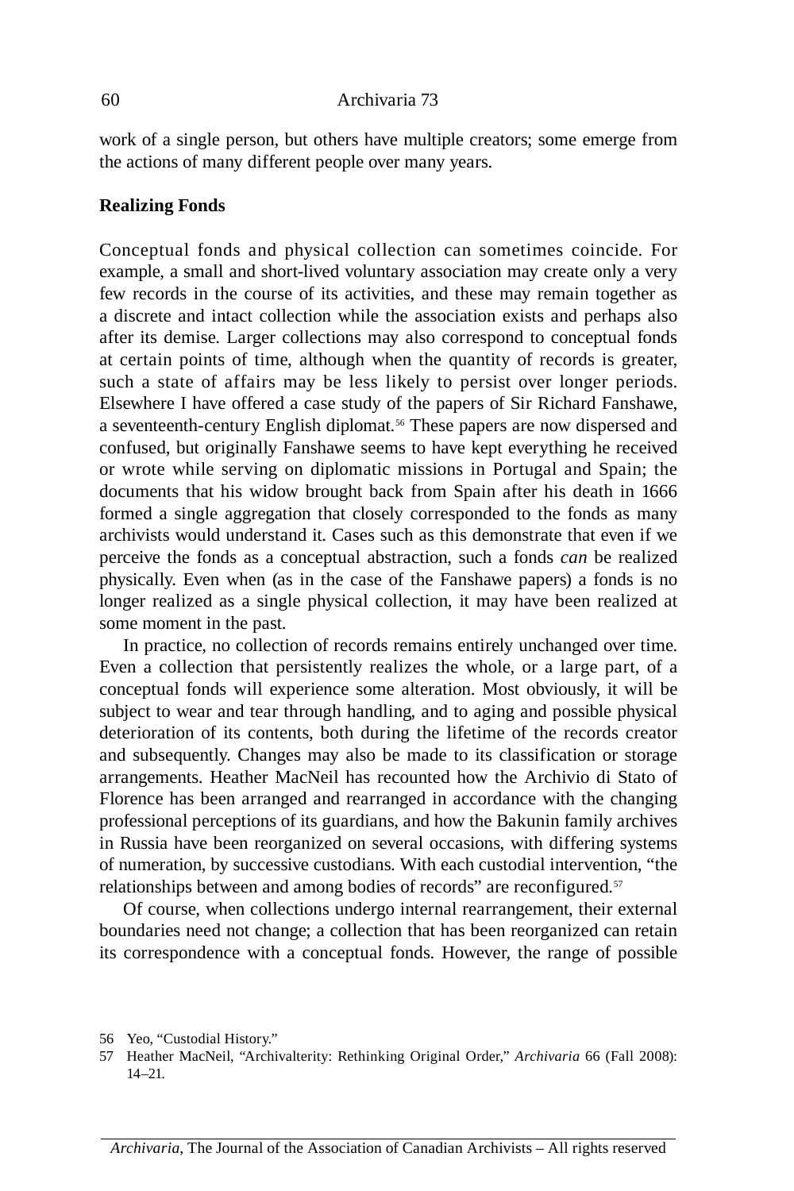work of a single person, but others have multiple creators; some emerge from the actions of many different people over many years.

**Realizing Fonds**

Conceptual fonds and physical collection can sometimes coincide. For example, a small and short-lived voluntary association may create only a very few records in the course of its activities, and these may remain together as a discrete and intact collection while the association exists and perhaps also after its demise. Larger collections may also correspond to conceptual fonds at certain points of time, although when the quantity of records is greater, such a state of affairs may be less likely to persist over longer periods. Elsewhere I have offered a case study of the papers of Sir Richard Fanshawe, a seventeenth-century English diplomat.[56] These papers are now dispersed and confused, but originally Fanshawe seems to have kept everything he received or wrote while serving on diplomatic missions in Portugal and Spain; the documents that his widow brought back from Spain after his death in 1666 formed a single aggregation that closely corresponded to the fonds as many archivists would understand it. Cases such as this demonstrate that even if we perceive the fonds as a conceptual abstraction, such a fonds *can* be realized physically. Even when (as in the case of the Fanshawe papers) a fonds is no longer realized as a single physical collection, it may have been realized at some moment in the past.

In practice, no collection of records remains entirely unchanged over time. Even a collection that persistently realizes the whole, or a large part, of a conceptual fonds will experience some alteration. Most obviously, it will be subject to wear and tear through handling, and to aging and possible physical deterioration of its contents, both during the lifetime of the records creator and subsequently. Changes may also be made to its classification or storage arrangements. Heather MacNeil has recounted how the Archivio di Stato of Florence has been arranged and rearranged in accordance with the changing professional perceptions of its guardians, and how the Bakunin family archives in Russia have been reorganized on several occasions, with differing systems of numeration, by successive custodians. With each custodial intervention, "the relationships between and among bodies of records" are reconfigured.[57]

Of course, when collections undergo internal rearrangement, their external boundaries need not change; a collection that has been reorganized can retain its correspondence with a conceptual fonds. However, the range of possible

56 Yeo, "Custodial History."

57 Heather MacNeil, "Archivalterity: Rethinking Original Order," *Archivaria* 66 (Fall 2008): 14–21.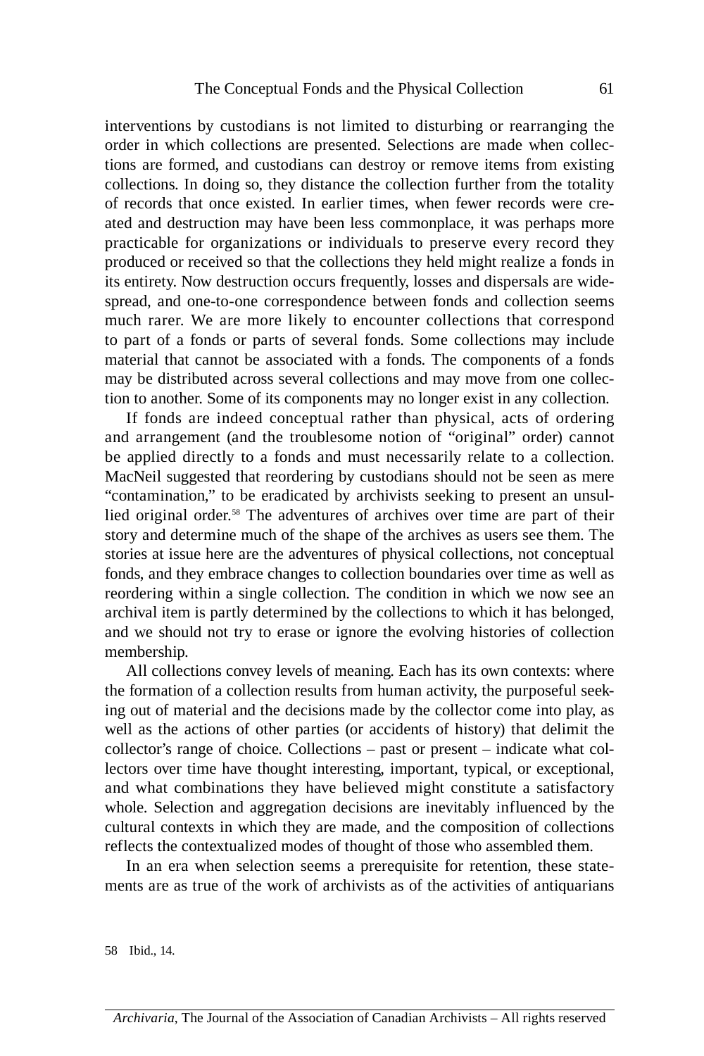interventions by custodians is not limited to disturbing or rearranging the order in which collections are presented. Selections are made when collections are formed, and custodians can destroy or remove items from existing collections. In doing so, they distance the collection further from the totality of records that once existed. In earlier times, when fewer records were created and destruction may have been less commonplace, it was perhaps more practicable for organizations or individuals to preserve every record they produced or received so that the collections they held might realize a fonds in its entirety. Now destruction occurs frequently, losses and dispersals are widespread, and one-to-one correspondence between fonds and collection seems much rarer. We are more likely to encounter collections that correspond to part of a fonds or parts of several fonds. Some collections may include material that cannot be associated with a fonds. The components of a fonds may be distributed across several collections and may move from one collection to another. Some of its components may no longer exist in any collection.

If fonds are indeed conceptual rather than physical, acts of ordering and arrangement (and the troublesome notion of "original" order) cannot be applied directly to a fonds and must necessarily relate to a collection. MacNeil suggested that reordering by custodians should not be seen as mere "contamination," to be eradicated by archivists seeking to present an unsullied original order.[58] The adventures of archives over time are part of their story and determine much of the shape of the archives as users see them. The stories at issue here are the adventures of physical collections, not conceptual fonds, and they embrace changes to collection boundaries over time as well as reordering within a single collection. The condition in which we now see an archival item is partly determined by the collections to which it has belonged, and we should not try to erase or ignore the evolving histories of collection membership.

All collections convey levels of meaning. Each has its own contexts: where the formation of a collection results from human activity, the purposeful seeking out of material and the decisions made by the collector come into play, as well as the actions of other parties (or accidents of history) that delimit the collector's range of choice. Collections – past or present – indicate what collectors over time have thought interesting, important, typical, or exceptional, and what combinations they have believed might constitute a satisfactory whole. Selection and aggregation decisions are inevitably influenced by the cultural contexts in which they are made, and the composition of collections reflects the contextualized modes of thought of those who assembled them.

In an era when selection seems a prerequisite for retention, these statements are as true of the work of archivists as of the activities of antiquarians

58 Ibid., 14.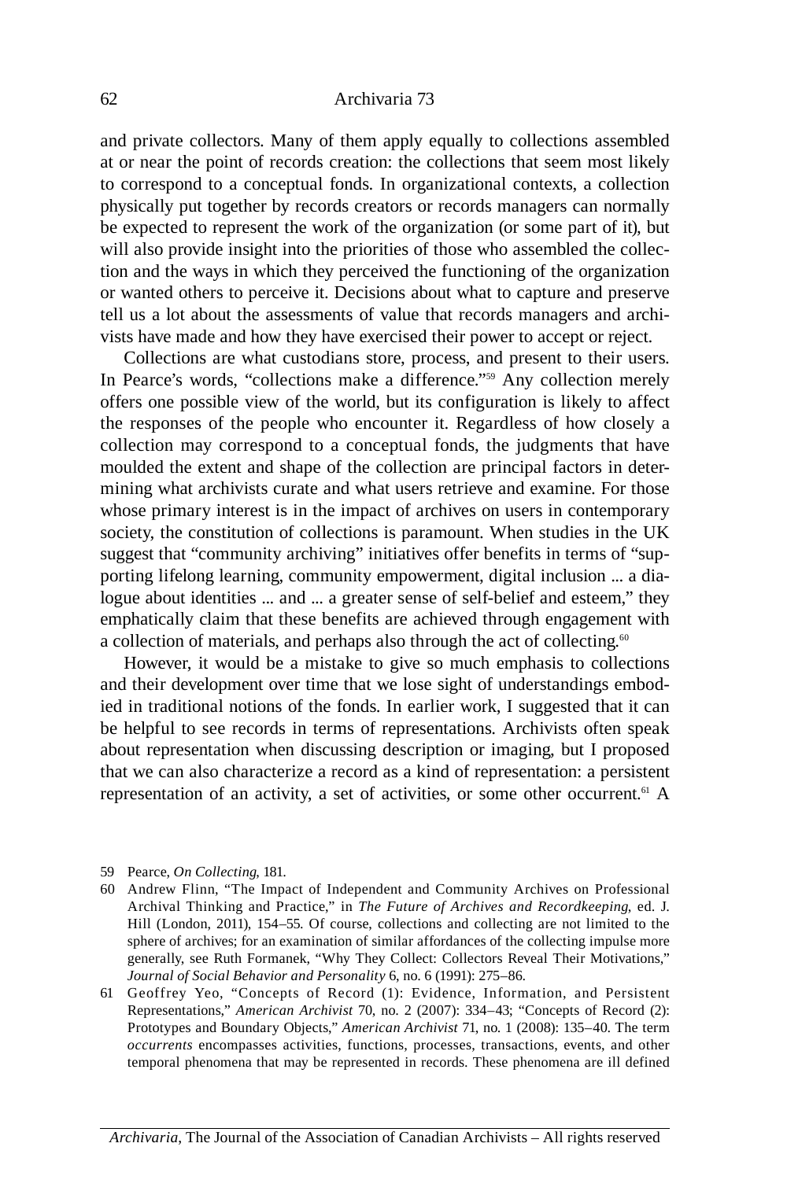and private collectors. Many of them apply equally to collections assembled at or near the point of records creation: the collections that seem most likely to correspond to a conceptual fonds. In organizational contexts, a collection physically put together by records creators or records managers can normally be expected to represent the work of the organization (or some part of it), but will also provide insight into the priorities of those who assembled the collection and the ways in which they perceived the functioning of the organization or wanted others to perceive it. Decisions about what to capture and preserve tell us a lot about the assessments of value that records managers and archivists have made and how they have exercised their power to accept or reject.

Collections are what custodians store, process, and present to their users. In Pearce's words, "collections make a difference."[59] Any collection merely offers one possible view of the world, but its configuration is likely to affect the responses of the people who encounter it. Regardless of how closely a collection may correspond to a conceptual fonds, the judgments that have moulded the extent and shape of the collection are principal factors in determining what archivists curate and what users retrieve and examine. For those whose primary interest is in the impact of archives on users in contemporary society, the constitution of collections is paramount. When studies in the UK suggest that "community archiving" initiatives offer benefits in terms of "supporting lifelong learning, community empowerment, digital inclusion ... a dialogue about identities ... and ... a greater sense of self-belief and esteem," they emphatically claim that these benefits are achieved through engagement with a collection of materials, and perhaps also through the act of collecting.[60]

However, it would be a mistake to give so much emphasis to collections and their development over time that we lose sight of understandings embodied in traditional notions of the fonds. In earlier work, I suggested that it can be helpful to see records in terms of representations. Archivists often speak about representation when discussing description or imaging, but I proposed that we can also characterize a record as a kind of representation: a persistent representation of an activity, a set of activities, or some other occurrent.[61] A

59 Pearce, *On Collecting*, 181.

60 Andrew Flinn, "The Impact of Independent and Community Archives on Professional Archival Thinking and Practice," in *The Future of Archives and Recordkeeping*, ed. J. Hill (London, 2011), 154–55. Of course, collections and collecting are not limited to the sphere of archives; for an examination of similar affordances of the collecting impulse more generally, see Ruth Formanek, "Why They Collect: Collectors Reveal Their Motivations," *Journal of Social Behavior and Personality* 6, no. 6 (1991): 275–86.

61 Geoffrey Yeo, "Concepts of Record (1): Evidence, Information, and Persistent Representations," *American Archivist* 70, no. 2 (2007): 334–43; "Concepts of Record (2): Prototypes and Boundary Objects," *American Archivist* 71, no. 1 (2008): 135–40. The term *occurrents* encompasses activities, functions, processes, transactions, events, and other temporal phenomena that may be represented in records. These phenomena are ill defined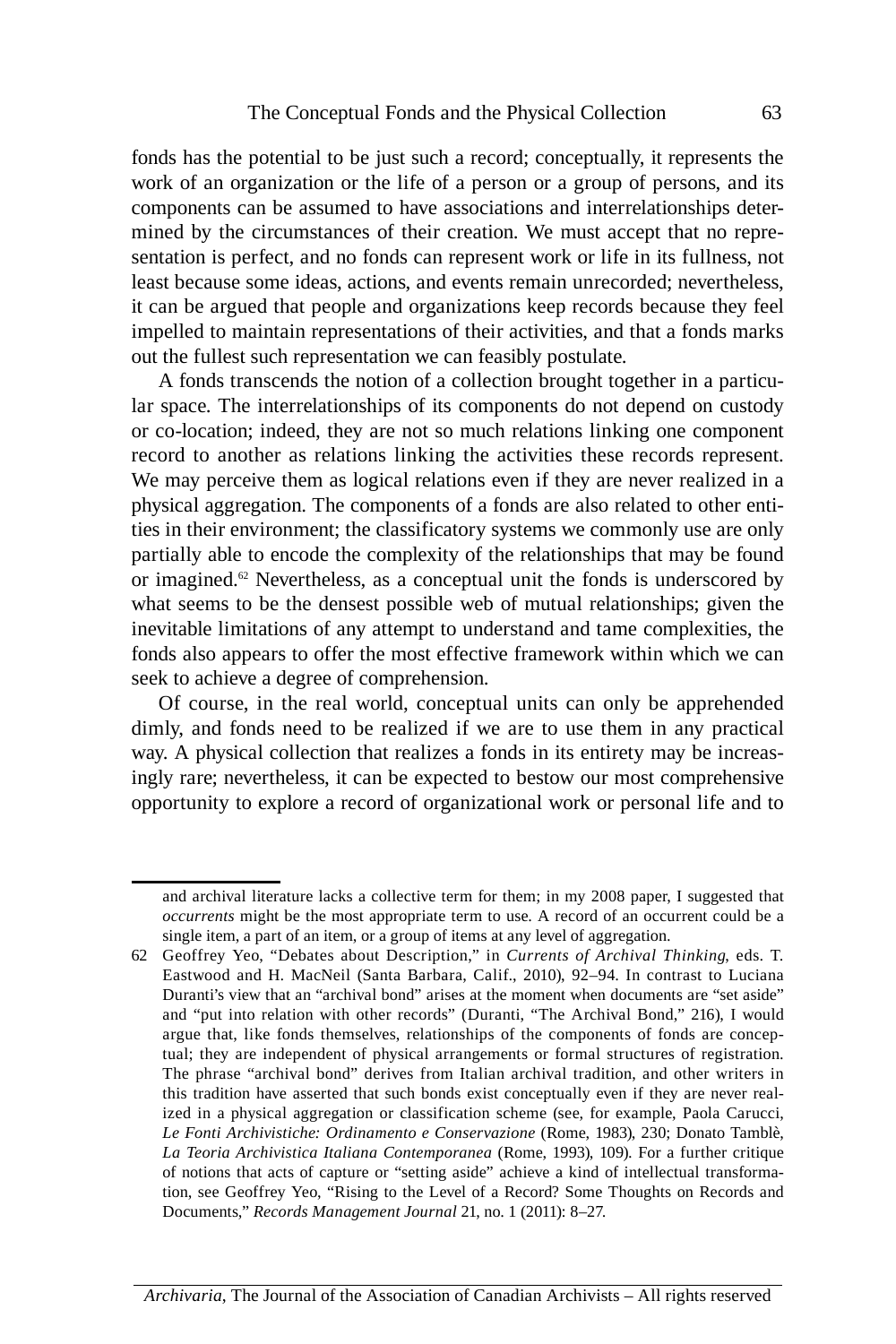fonds has the potential to be just such a record; conceptually, it represents the work of an organization or the life of a person or a group of persons, and its components can be assumed to have associations and interrelationships determined by the circumstances of their creation. We must accept that no representation is perfect, and no fonds can represent work or life in its fullness, not least because some ideas, actions, and events remain unrecorded; nevertheless, it can be argued that people and organizations keep records because they feel impelled to maintain representations of their activities, and that a fonds marks out the fullest such representation we can feasibly postulate.

A fonds transcends the notion of a collection brought together in a particular space. The interrelationships of its components do not depend on custody or co-location; indeed, they are not so much relations linking one component record to another as relations linking the activities these records represent. We may perceive them as logical relations even if they are never realized in a physical aggregation. The components of a fonds are also related to other entities in their environment; the classificatory systems we commonly use are only partially able to encode the complexity of the relationships that may be found or imagined.[62] Nevertheless, as a conceptual unit the fonds is underscored by what seems to be the densest possible web of mutual relationships; given the inevitable limitations of any attempt to understand and tame complexities, the fonds also appears to offer the most effective framework within which we can seek to achieve a degree of comprehension.

Of course, in the real world, conceptual units can only be apprehended dimly, and fonds need to be realized if we are to use them in any practical way. A physical collection that realizes a fonds in its entirety may be increasingly rare; nevertheless, it can be expected to bestow our most comprehensive opportunity to explore a record of organizational work or personal life and to

---

and archival literature lacks a collective term for them; in my 2008 paper, I suggested that *occurrents* might be the most appropriate term to use. A record of an occurrent could be a single item, a part of an item, or a group of items at any level of aggregation.

62 Geoffrey Yeo, "Debates about Description," in *Currents of Archival Thinking,* eds. T. Eastwood and H. MacNeil (Santa Barbara, Calif., 2010), 92–94. In contrast to Luciana Duranti's view that an "archival bond" arises at the moment when documents are "set aside" and "put into relation with other records" (Duranti, "The Archival Bond," 216), I would argue that, like fonds themselves, relationships of the components of fonds are conceptual; they are independent of physical arrangements or formal structures of registration. The phrase "archival bond" derives from Italian archival tradition, and other writers in this tradition have asserted that such bonds exist conceptually even if they are never realized in a physical aggregation or classification scheme (see, for example, Paola Carucci, *Le Fonti Archivistiche: Ordinamento e Conservazione* (Rome, 1983), 230; Donato Tamblè, *La Teoria Archivistica Italiana Contemporanea* (Rome, 1993), 109). For a further critique of notions that acts of capture or "setting aside" achieve a kind of intellectual transformation, see Geoffrey Yeo, "Rising to the Level of a Record? Some Thoughts on Records and Documents," *Records Management Journal* 21, no. 1 (2011): 8–27.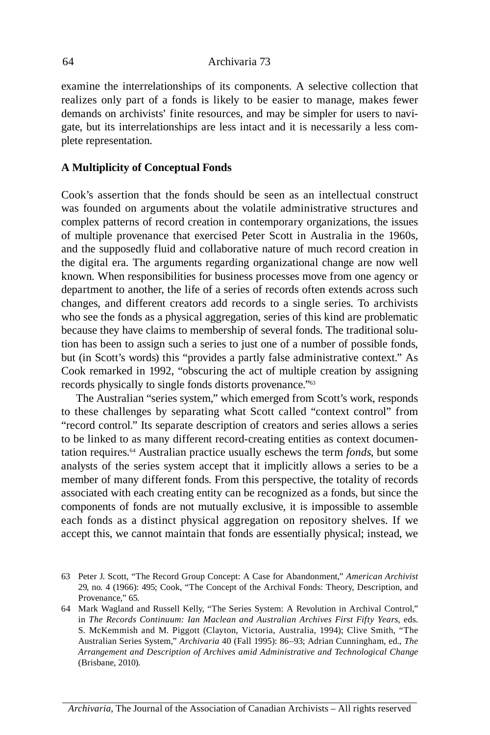examine the interrelationships of its components. A selective collection that realizes only part of a fonds is likely to be easier to manage, makes fewer demands on archivists' finite resources, and may be simpler for users to navigate, but its interrelationships are less intact and it is necessarily a less complete representation.

## A Multiplicity of Conceptual Fonds

Cook's assertion that the fonds should be seen as an intellectual construct was founded on arguments about the volatile administrative structures and complex patterns of record creation in contemporary organizations, the issues of multiple provenance that exercised Peter Scott in Australia in the 1960s, and the supposedly fluid and collaborative nature of much record creation in the digital era. The arguments regarding organizational change are now well known. When responsibilities for business processes move from one agency or department to another, the life of a series of records often extends across such changes, and different creators add records to a single series. To archivists who see the fonds as a physical aggregation, series of this kind are problematic because they have claims to membership of several fonds. The traditional solution has been to assign such a series to just one of a number of possible fonds, but (in Scott's words) this "provides a partly false administrative context." As Cook remarked in 1992, "obscuring the act of multiple creation by assigning records physically to single fonds distorts provenance."[63]

The Australian "series system," which emerged from Scott's work, responds to these challenges by separating what Scott called "context control" from "record control." Its separate description of creators and series allows a series to be linked to as many different record-creating entities as context documentation requires.[64] Australian practice usually eschews the term *fonds*, but some analysts of the series system accept that it implicitly allows a series to be a member of many different fonds. From this perspective, the totality of records associated with each creating entity can be recognized as a fonds, but since the components of fonds are not mutually exclusive, it is impossible to assemble each fonds as a distinct physical aggregation on repository shelves. If we accept this, we cannot maintain that fonds are essentially physical; instead, we

63 Peter J. Scott, "The Record Group Concept: A Case for Abandonment," *American Archivist* 29, no. 4 (1966): 495; Cook, "The Concept of the Archival Fonds: Theory, Description, and Provenance," 65.

64 Mark Wagland and Russell Kelly, "The Series System: A Revolution in Archival Control," in *The Records Continuum: Ian Maclean and Australian Archives First Fifty Years*, eds. S. McKemmish and M. Piggott (Clayton, Victoria, Australia, 1994); Clive Smith, "The Australian Series System," *Archivaria* 40 (Fall 1995): 86–93; Adrian Cunningham, ed., *The Arrangement and Description of Archives amid Administrative and Technological Change* (Brisbane, 2010).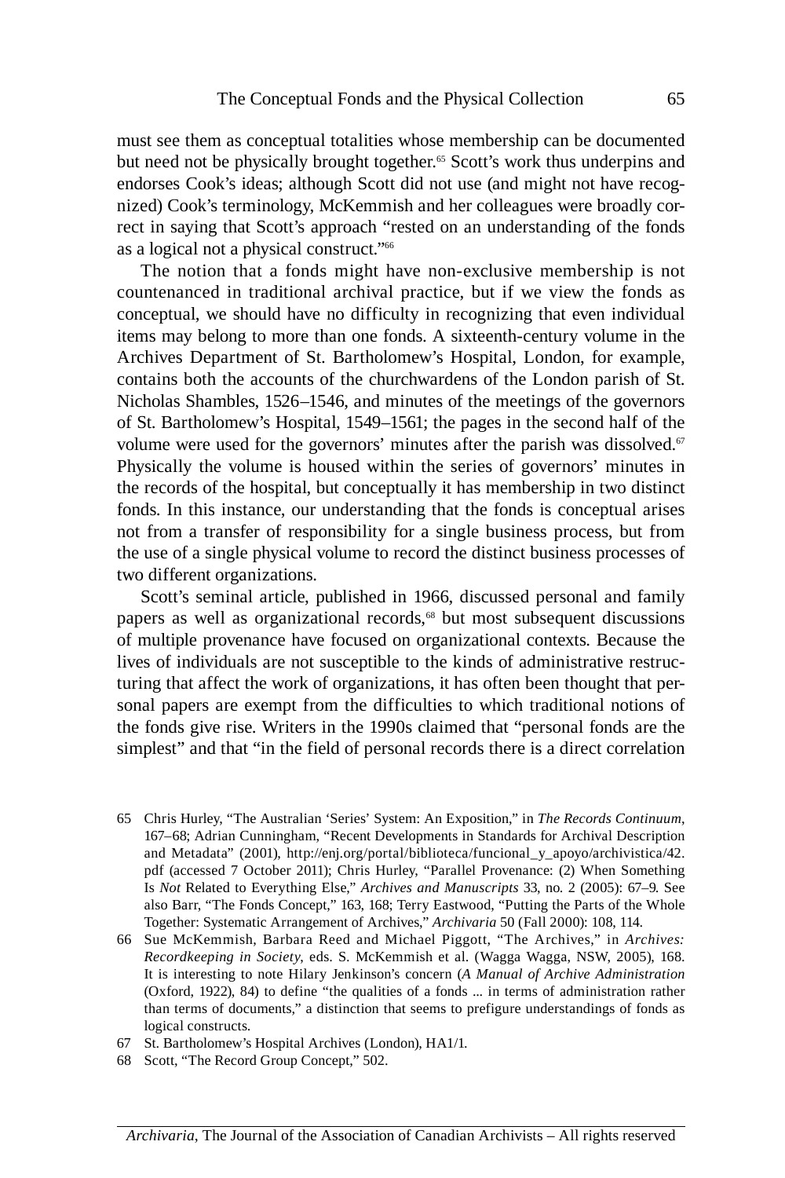must see them as conceptual totalities whose membership can be documented but need not be physically brought together.[65] Scott's work thus underpins and endorses Cook's ideas; although Scott did not use (and might not have recognized) Cook's terminology, McKemmish and her colleagues were broadly correct in saying that Scott's approach "rested on an understanding of the fonds as a logical not a physical construct."[66]

The notion that a fonds might have non-exclusive membership is not countenanced in traditional archival practice, but if we view the fonds as conceptual, we should have no difficulty in recognizing that even individual items may belong to more than one fonds. A sixteenth-century volume in the Archives Department of St. Bartholomew's Hospital, London, for example, contains both the accounts of the churchwardens of the London parish of St. Nicholas Shambles, 1526–1546, and minutes of the meetings of the governors of St. Bartholomew's Hospital, 1549–1561; the pages in the second half of the volume were used for the governors' minutes after the parish was dissolved.[67] Physically the volume is housed within the series of governors' minutes in the records of the hospital, but conceptually it has membership in two distinct fonds. In this instance, our understanding that the fonds is conceptual arises not from a transfer of responsibility for a single business process, but from the use of a single physical volume to record the distinct business processes of two different organizations.

Scott's seminal article, published in 1966, discussed personal and family papers as well as organizational records,[68] but most subsequent discussions of multiple provenance have focused on organizational contexts. Because the lives of individuals are not susceptible to the kinds of administrative restructuring that affect the work of organizations, it has often been thought that personal papers are exempt from the difficulties to which traditional notions of the fonds give rise. Writers in the 1990s claimed that "personal fonds are the simplest" and that "in the field of personal records there is a direct correlation

65 Chris Hurley, "The Australian 'Series' System: An Exposition," in *The Records Continuum*, 167–68; Adrian Cunningham, "Recent Developments in Standards for Archival Description and Metadata" (2001), http://enj.org/portal/biblioteca/funcional_y_apoyo/archivistica/42.pdf (accessed 7 October 2011); Chris Hurley, "Parallel Provenance: (2) When Something Is *Not* Related to Everything Else," *Archives and Manuscripts* 33, no. 2 (2005): 67–9. See also Barr, "The Fonds Concept," 163, 168; Terry Eastwood, "Putting the Parts of the Whole Together: Systematic Arrangement of Archives," *Archivaria* 50 (Fall 2000): 108, 114.

66 Sue McKemmish, Barbara Reed and Michael Piggott, "The Archives," in *Archives: Recordkeeping in Society*, eds. S. McKemmish et al. (Wagga Wagga, NSW, 2005), 168. It is interesting to note Hilary Jenkinson's concern (*A Manual of Archive Administration* (Oxford, 1922), 84) to define "the qualities of a fonds ... in terms of administration rather than terms of documents," a distinction that seems to prefigure understandings of fonds as logical constructs.

67 St. Bartholomew's Hospital Archives (London), HA1/1.

68 Scott, "The Record Group Concept," 502.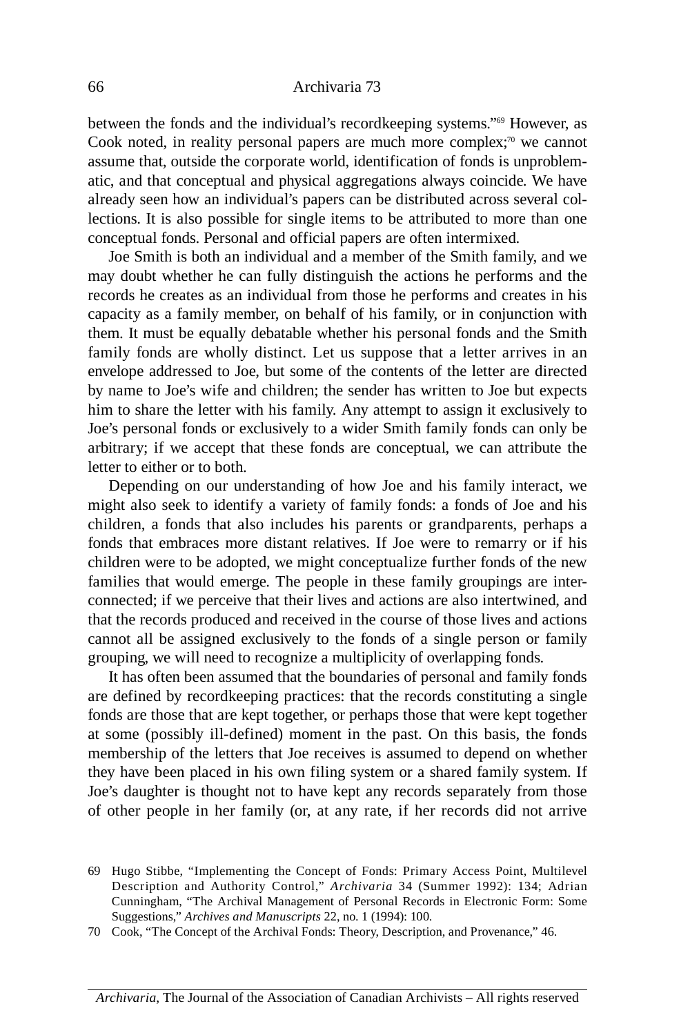between the fonds and the individual's recordkeeping systems."[69] However, as Cook noted, in reality personal papers are much more complex;[70] we cannot assume that, outside the corporate world, identification of fonds is unproblematic, and that conceptual and physical aggregations always coincide. We have already seen how an individual's papers can be distributed across several collections. It is also possible for single items to be attributed to more than one conceptual fonds. Personal and official papers are often intermixed.

Joe Smith is both an individual and a member of the Smith family, and we may doubt whether he can fully distinguish the actions he performs and the records he creates as an individual from those he performs and creates in his capacity as a family member, on behalf of his family, or in conjunction with them. It must be equally debatable whether his personal fonds and the Smith family fonds are wholly distinct. Let us suppose that a letter arrives in an envelope addressed to Joe, but some of the contents of the letter are directed by name to Joe's wife and children; the sender has written to Joe but expects him to share the letter with his family. Any attempt to assign it exclusively to Joe's personal fonds or exclusively to a wider Smith family fonds can only be arbitrary; if we accept that these fonds are conceptual, we can attribute the letter to either or to both.

Depending on our understanding of how Joe and his family interact, we might also seek to identify a variety of family fonds: a fonds of Joe and his children, a fonds that also includes his parents or grandparents, perhaps a fonds that embraces more distant relatives. If Joe were to remarry or if his children were to be adopted, we might conceptualize further fonds of the new families that would emerge. The people in these family groupings are interconnected; if we perceive that their lives and actions are also intertwined, and that the records produced and received in the course of those lives and actions cannot all be assigned exclusively to the fonds of a single person or family grouping, we will need to recognize a multiplicity of overlapping fonds.

It has often been assumed that the boundaries of personal and family fonds are defined by recordkeeping practices: that the records constituting a single fonds are those that are kept together, or perhaps those that were kept together at some (possibly ill-defined) moment in the past. On this basis, the fonds membership of the letters that Joe receives is assumed to depend on whether they have been placed in his own filing system or a shared family system. If Joe's daughter is thought not to have kept any records separately from those of other people in her family (or, at any rate, if her records did not arrive

69 Hugo Stibbe, "Implementing the Concept of Fonds: Primary Access Point, Multilevel Description and Authority Control," *Archivaria* 34 (Summer 1992): 134; Adrian Cunningham, "The Archival Management of Personal Records in Electronic Form: Some Suggestions," *Archives and Manuscripts* 22, no. 1 (1994): 100.

70 Cook, "The Concept of the Archival Fonds: Theory, Description, and Provenance," 46.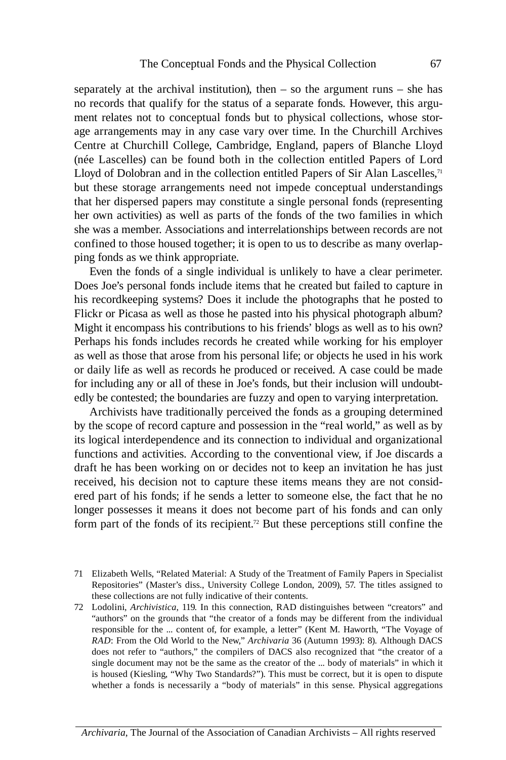separately at the archival institution), then – so the argument runs – she has no records that qualify for the status of a separate fonds. However, this argument relates not to conceptual fonds but to physical collections, whose storage arrangements may in any case vary over time. In the Churchill Archives Centre at Churchill College, Cambridge, England, papers of Blanche Lloyd (née Lascelles) can be found both in the collection entitled Papers of Lord Lloyd of Dolobran and in the collection entitled Papers of Sir Alan Lascelles,[71] but these storage arrangements need not impede conceptual understandings that her dispersed papers may constitute a single personal fonds (representing her own activities) as well as parts of the fonds of the two families in which she was a member. Associations and interrelationships between records are not confined to those housed together; it is open to us to describe as many overlapping fonds as we think appropriate.

Even the fonds of a single individual is unlikely to have a clear perimeter. Does Joe's personal fonds include items that he created but failed to capture in his recordkeeping systems? Does it include the photographs that he posted to Flickr or Picasa as well as those he pasted into his physical photograph album? Might it encompass his contributions to his friends' blogs as well as to his own? Perhaps his fonds includes records he created while working for his employer as well as those that arose from his personal life; or objects he used in his work or daily life as well as records he produced or received. A case could be made for including any or all of these in Joe's fonds, but their inclusion will undoubtedly be contested; the boundaries are fuzzy and open to varying interpretation.

Archivists have traditionally perceived the fonds as a grouping determined by the scope of record capture and possession in the "real world," as well as by its logical interdependence and its connection to individual and organizational functions and activities. According to the conventional view, if Joe discards a draft he has been working on or decides not to keep an invitation he has just received, his decision not to capture these items means they are not considered part of his fonds; if he sends a letter to someone else, the fact that he no longer possesses it means it does not become part of his fonds and can only form part of the fonds of its recipient.[72] But these perceptions still confine the

71 Elizabeth Wells, "Related Material: A Study of the Treatment of Family Papers in Specialist Repositories" (Master's diss., University College London, 2009), 57. The titles assigned to these collections are not fully indicative of their contents.

72 Lodolini, *Archivistica*, 119. In this connection, RAD distinguishes between "creators" and "authors" on the grounds that "the creator of a fonds may be different from the individual responsible for the ... content of, for example, a letter" (Kent M. Haworth, "The Voyage of *RAD*: From the Old World to the New," *Archivaria* 36 (Autumn 1993): 8). Although DACS does not refer to "authors," the compilers of DACS also recognized that "the creator of a single document may not be the same as the creator of the ... body of materials" in which it is housed (Kiesling, "Why Two Standards?"). This must be correct, but it is open to dispute whether a fonds is necessarily a "body of materials" in this sense. Physical aggregations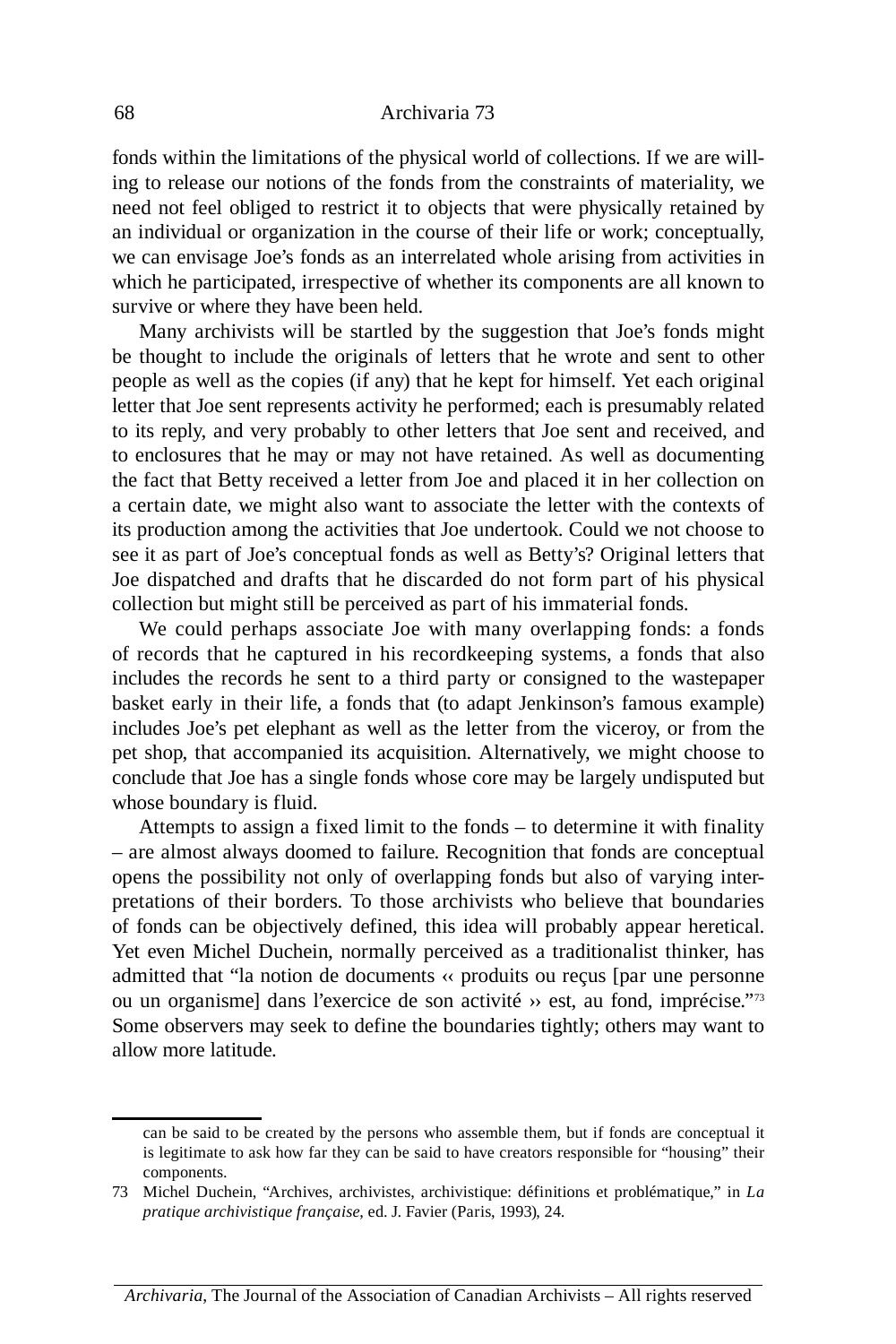fonds within the limitations of the physical world of collections. If we are willing to release our notions of the fonds from the constraints of materiality, we need not feel obliged to restrict it to objects that were physically retained by an individual or organization in the course of their life or work; conceptually, we can envisage Joe's fonds as an interrelated whole arising from activities in which he participated, irrespective of whether its components are all known to survive or where they have been held.

Many archivists will be startled by the suggestion that Joe's fonds might be thought to include the originals of letters that he wrote and sent to other people as well as the copies (if any) that he kept for himself. Yet each original letter that Joe sent represents activity he performed; each is presumably related to its reply, and very probably to other letters that Joe sent and received, and to enclosures that he may or may not have retained. As well as documenting the fact that Betty received a letter from Joe and placed it in her collection on a certain date, we might also want to associate the letter with the contexts of its production among the activities that Joe undertook. Could we not choose to see it as part of Joe's conceptual fonds as well as Betty's? Original letters that Joe dispatched and drafts that he discarded do not form part of his physical collection but might still be perceived as part of his immaterial fonds.

We could perhaps associate Joe with many overlapping fonds: a fonds of records that he captured in his recordkeeping systems, a fonds that also includes the records he sent to a third party or consigned to the wastepaper basket early in their life, a fonds that (to adapt Jenkinson's famous example) includes Joe's pet elephant as well as the letter from the viceroy, or from the pet shop, that accompanied its acquisition. Alternatively, we might choose to conclude that Joe has a single fonds whose core may be largely undisputed but whose boundary is fluid.

Attempts to assign a fixed limit to the fonds – to determine it with finality – are almost always doomed to failure. Recognition that fonds are conceptual opens the possibility not only of overlapping fonds but also of varying interpretations of their borders. To those archivists who believe that boundaries of fonds can be objectively defined, this idea will probably appear heretical. Yet even Michel Duchein, normally perceived as a traditionalist thinker, has admitted that "la notion de documents ‹‹ produits ou reçus [par une personne ou un organisme] dans l'exercice de son activité ›› est, au fond, imprécise."[73] Some observers may seek to define the boundaries tightly; others may want to allow more latitude.

---

can be said to be created by the persons who assemble them, but if fonds are conceptual it is legitimate to ask how far they can be said to have creators responsible for "housing" their components.

73 Michel Duchein, "Archives, archivistes, archivistique: définitions et problématique," in *La pratique archivistique française*, ed. J. Favier (Paris, 1993), 24.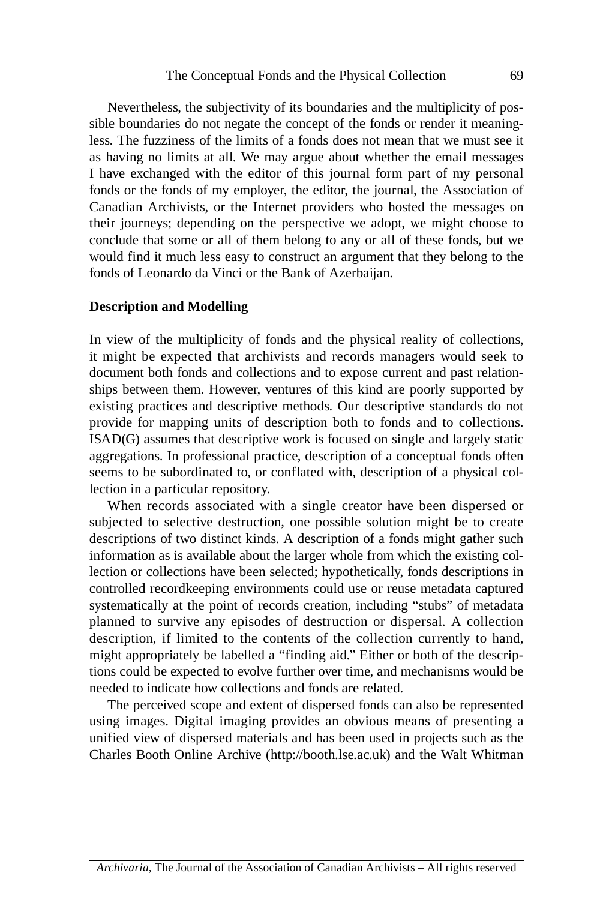Nevertheless, the subjectivity of its boundaries and the multiplicity of possible boundaries do not negate the concept of the fonds or render it meaningless. The fuzziness of the limits of a fonds does not mean that we must see it as having no limits at all. We may argue about whether the email messages I have exchanged with the editor of this journal form part of my personal fonds or the fonds of my employer, the editor, the journal, the Association of Canadian Archivists, or the Internet providers who hosted the messages on their journeys; depending on the perspective we adopt, we might choose to conclude that some or all of them belong to any or all of these fonds, but we would find it much less easy to construct an argument that they belong to the fonds of Leonardo da Vinci or the Bank of Azerbaijan.

**Description and Modelling**

In view of the multiplicity of fonds and the physical reality of collections, it might be expected that archivists and records managers would seek to document both fonds and collections and to expose current and past relationships between them. However, ventures of this kind are poorly supported by existing practices and descriptive methods. Our descriptive standards do not provide for mapping units of description both to fonds and to collections. ISAD(G) assumes that descriptive work is focused on single and largely static aggregations. In professional practice, description of a conceptual fonds often seems to be subordinated to, or conflated with, description of a physical collection in a particular repository.

When records associated with a single creator have been dispersed or subjected to selective destruction, one possible solution might be to create descriptions of two distinct kinds. A description of a fonds might gather such information as is available about the larger whole from which the existing collection or collections have been selected; hypothetically, fonds descriptions in controlled recordkeeping environments could use or reuse metadata captured systematically at the point of records creation, including "stubs" of metadata planned to survive any episodes of destruction or dispersal. A collection description, if limited to the contents of the collection currently to hand, might appropriately be labelled a "finding aid." Either or both of the descriptions could be expected to evolve further over time, and mechanisms would be needed to indicate how collections and fonds are related.

The perceived scope and extent of dispersed fonds can also be represented using images. Digital imaging provides an obvious means of presenting a unified view of dispersed materials and has been used in projects such as the Charles Booth Online Archive (http://booth.lse.ac.uk) and the Walt Whitman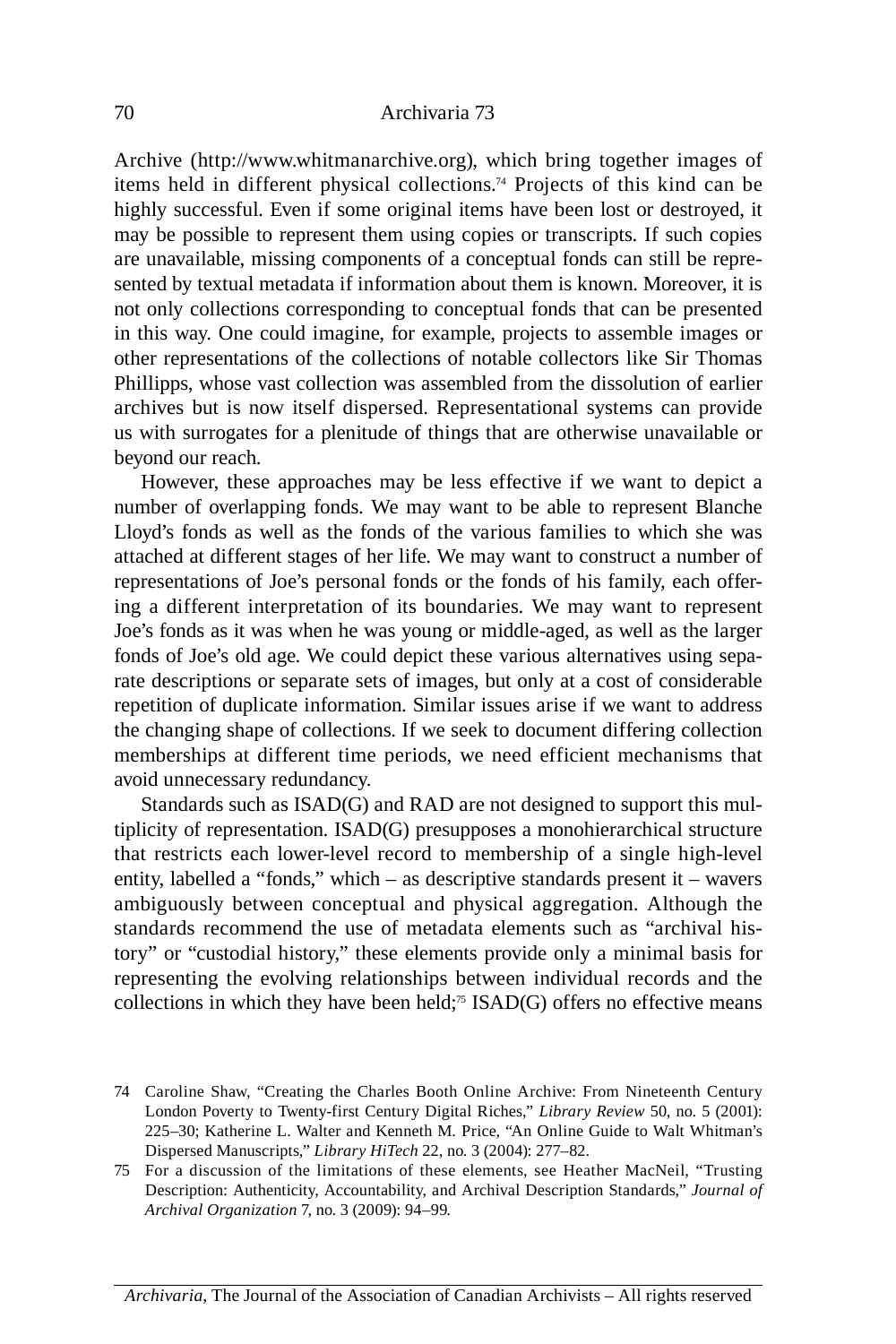Archive (http://www.whitmanarchive.org), which bring together images of items held in different physical collections.[74] Projects of this kind can be highly successful. Even if some original items have been lost or destroyed, it may be possible to represent them using copies or transcripts. If such copies are unavailable, missing components of a conceptual fonds can still be represented by textual metadata if information about them is known. Moreover, it is not only collections corresponding to conceptual fonds that can be presented in this way. One could imagine, for example, projects to assemble images or other representations of the collections of notable collectors like Sir Thomas Phillipps, whose vast collection was assembled from the dissolution of earlier archives but is now itself dispersed. Representational systems can provide us with surrogates for a plenitude of things that are otherwise unavailable or beyond our reach.

However, these approaches may be less effective if we want to depict a number of overlapping fonds. We may want to be able to represent Blanche Lloyd's fonds as well as the fonds of the various families to which she was attached at different stages of her life. We may want to construct a number of representations of Joe's personal fonds or the fonds of his family, each offering a different interpretation of its boundaries. We may want to represent Joe's fonds as it was when he was young or middle-aged, as well as the larger fonds of Joe's old age. We could depict these various alternatives using separate descriptions or separate sets of images, but only at a cost of considerable repetition of duplicate information. Similar issues arise if we want to address the changing shape of collections. If we seek to document differing collection memberships at different time periods, we need efficient mechanisms that avoid unnecessary redundancy.

Standards such as ISAD(G) and RAD are not designed to support this multiplicity of representation. ISAD(G) presupposes a monohierarchical structure that restricts each lower-level record to membership of a single high-level entity, labelled a "fonds," which – as descriptive standards present it – wavers ambiguously between conceptual and physical aggregation. Although the standards recommend the use of metadata elements such as "archival history" or "custodial history," these elements provide only a minimal basis for representing the evolving relationships between individual records and the collections in which they have been held;[75] ISAD(G) offers no effective means

74 Caroline Shaw, "Creating the Charles Booth Online Archive: From Nineteenth Century London Poverty to Twenty-first Century Digital Riches," *Library Review* 50, no. 5 (2001): 225–30; Katherine L. Walter and Kenneth M. Price, "An Online Guide to Walt Whitman's Dispersed Manuscripts," *Library HiTech* 22, no. 3 (2004): 277–82.

75 For a discussion of the limitations of these elements, see Heather MacNeil, "Trusting Description: Authenticity, Accountability, and Archival Description Standards," *Journal of Archival Organization* 7, no. 3 (2009): 94–99.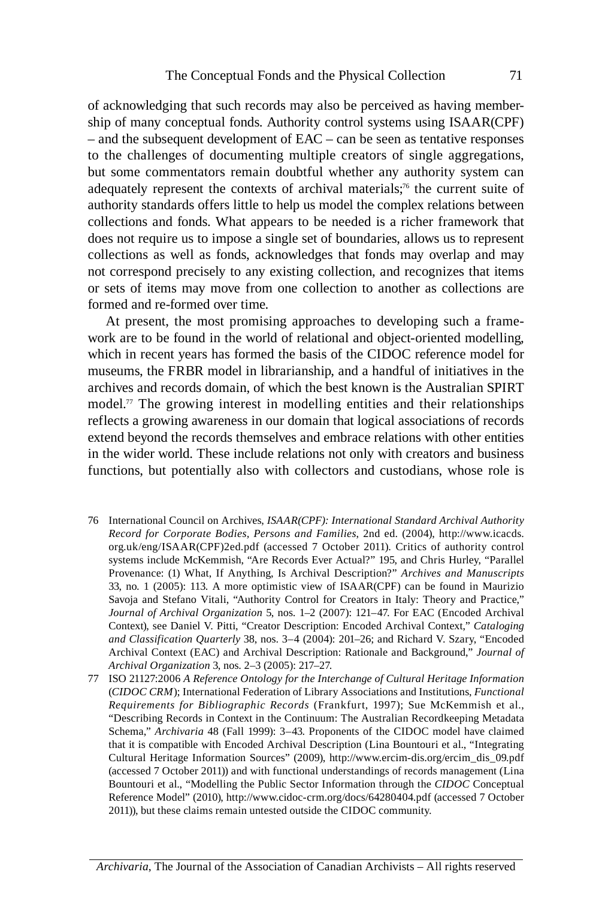of acknowledging that such records may also be perceived as having membership of many conceptual fonds. Authority control systems using ISAAR(CPF) – and the subsequent development of EAC – can be seen as tentative responses to the challenges of documenting multiple creators of single aggregations, but some commentators remain doubtful whether any authority system can adequately represent the contexts of archival materials;[76] the current suite of authority standards offers little to help us model the complex relations between collections and fonds. What appears to be needed is a richer framework that does not require us to impose a single set of boundaries, allows us to represent collections as well as fonds, acknowledges that fonds may overlap and may not correspond precisely to any existing collection, and recognizes that items or sets of items may move from one collection to another as collections are formed and re-formed over time.

At present, the most promising approaches to developing such a framework are to be found in the world of relational and object-oriented modelling, which in recent years has formed the basis of the CIDOC reference model for museums, the FRBR model in librarianship, and a handful of initiatives in the archives and records domain, of which the best known is the Australian SPIRT model.[77] The growing interest in modelling entities and their relationships reflects a growing awareness in our domain that logical associations of records extend beyond the records themselves and embrace relations with other entities in the wider world. These include relations not only with creators and business functions, but potentially also with collectors and custodians, whose role is

76 International Council on Archives, *ISAAR(CPF): International Standard Archival Authority Record for Corporate Bodies, Persons and Families*, 2nd ed. (2004), http://www.icacds.org.uk/eng/ISAAR(CPF)2ed.pdf (accessed 7 October 2011). Critics of authority control systems include McKemmish, "Are Records Ever Actual?" 195, and Chris Hurley, "Parallel Provenance: (1) What, If Anything, Is Archival Description?" *Archives and Manuscripts* 33, no. 1 (2005): 113. A more optimistic view of ISAAR(CPF) can be found in Maurizio Savoja and Stefano Vitali, "Authority Control for Creators in Italy: Theory and Practice," *Journal of Archival Organization* 5, nos. 1–2 (2007): 121–47. For EAC (Encoded Archival Context), see Daniel V. Pitti, "Creator Description: Encoded Archival Context," *Cataloging and Classification Quarterly* 38, nos. 3–4 (2004): 201–26; and Richard V. Szary, "Encoded Archival Context (EAC) and Archival Description: Rationale and Background," *Journal of Archival Organization* 3, nos. 2–3 (2005): 217–27.

77 ISO 21127:2006 *A Reference Ontology for the Interchange of Cultural Heritage Information* (*CIDOC CRM*); International Federation of Library Associations and Institutions, *Functional Requirements for Bibliographic Records* (Frankfurt, 1997); Sue McKemmish et al., "Describing Records in Context in the Continuum: The Australian Recordkeeping Metadata Schema," *Archivaria* 48 (Fall 1999): 3–43. Proponents of the CIDOC model have claimed that it is compatible with Encoded Archival Description (Lina Bountouri et al., "Integrating Cultural Heritage Information Sources" (2009), http://www.ercim-dis.org/ercim_dis_09.pdf (accessed 7 October 2011)) and with functional understandings of records management (Lina Bountouri et al., "Modelling the Public Sector Information through the *CIDOC* Conceptual Reference Model" (2010), http://www.cidoc-crm.org/docs/64280404.pdf (accessed 7 October 2011)), but these claims remain untested outside the CIDOC community.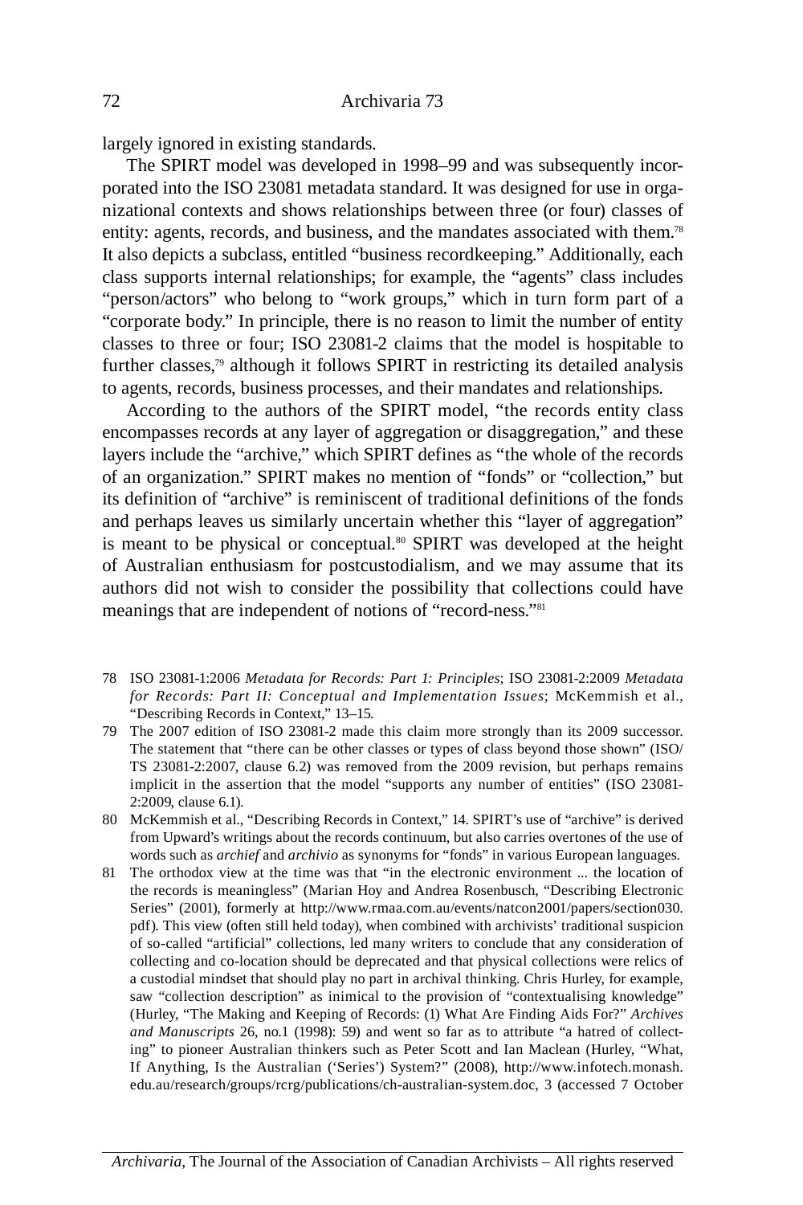largely ignored in existing standards.

The SPIRT model was developed in 1998–99 and was subsequently incorporated into the ISO 23081 metadata standard. It was designed for use in organizational contexts and shows relationships between three (or four) classes of entity: agents, records, and business, and the mandates associated with them.[78] It also depicts a subclass, entitled "business recordkeeping." Additionally, each class supports internal relationships; for example, the "agents" class includes "person/actors" who belong to "work groups," which in turn form part of a "corporate body." In principle, there is no reason to limit the number of entity classes to three or four; ISO 23081-2 claims that the model is hospitable to further classes,[79] although it follows SPIRT in restricting its detailed analysis to agents, records, business processes, and their mandates and relationships.

According to the authors of the SPIRT model, "the records entity class encompasses records at any layer of aggregation or disaggregation," and these layers include the "archive," which SPIRT defines as "the whole of the records of an organization." SPIRT makes no mention of "fonds" or "collection," but its definition of "archive" is reminiscent of traditional definitions of the fonds and perhaps leaves us similarly uncertain whether this "layer of aggregation" is meant to be physical or conceptual.[80] SPIRT was developed at the height of Australian enthusiasm for postcustodialism, and we may assume that its authors did not wish to consider the possibility that collections could have meanings that are independent of notions of "record-ness."[81]

78 ISO 23081-1:2006 *Metadata for Records: Part 1: Principles*; ISO 23081-2:2009 *Metadata for Records: Part II: Conceptual and Implementation Issues*; McKemmish et al., "Describing Records in Context," 13–15.

79 The 2007 edition of ISO 23081-2 made this claim more strongly than its 2009 successor. The statement that "there can be other classes or types of class beyond those shown" (ISO/TS 23081-2:2007, clause 6.2) was removed from the 2009 revision, but perhaps remains implicit in the assertion that the model "supports any number of entities" (ISO 23081-2:2009, clause 6.1).

80 McKemmish et al., "Describing Records in Context," 14. SPIRT's use of "archive" is derived from Upward's writings about the records continuum, but also carries overtones of the use of words such as *archief* and *archivio* as synonyms for "fonds" in various European languages.

81 The orthodox view at the time was that "in the electronic environment ... the location of the records is meaningless" (Marian Hoy and Andrea Rosenbusch, "Describing Electronic Series" (2001), formerly at http://www.rmaa.com.au/events/natcon2001/papers/section030.pdf). This view (often still held today), when combined with archivists' traditional suspicion of so-called "artificial" collections, led many writers to conclude that any consideration of collecting and co-location should be deprecated and that physical collections were relics of a custodial mindset that should play no part in archival thinking. Chris Hurley, for example, saw "collection description" as inimical to the provision of "contextualising knowledge" (Hurley, "The Making and Keeping of Records: (1) What Are Finding Aids For?" *Archives and Manuscripts* 26, no.1 (1998): 59) and went so far as to attribute "a hatred of collecting" to pioneer Australian thinkers such as Peter Scott and Ian Maclean (Hurley, "What, If Anything, Is the Australian ('Series') System?" (2008), http://www.infotech.monash.edu.au/research/groups/rcrg/publications/ch-australian-system.doc, 3 (accessed 7 October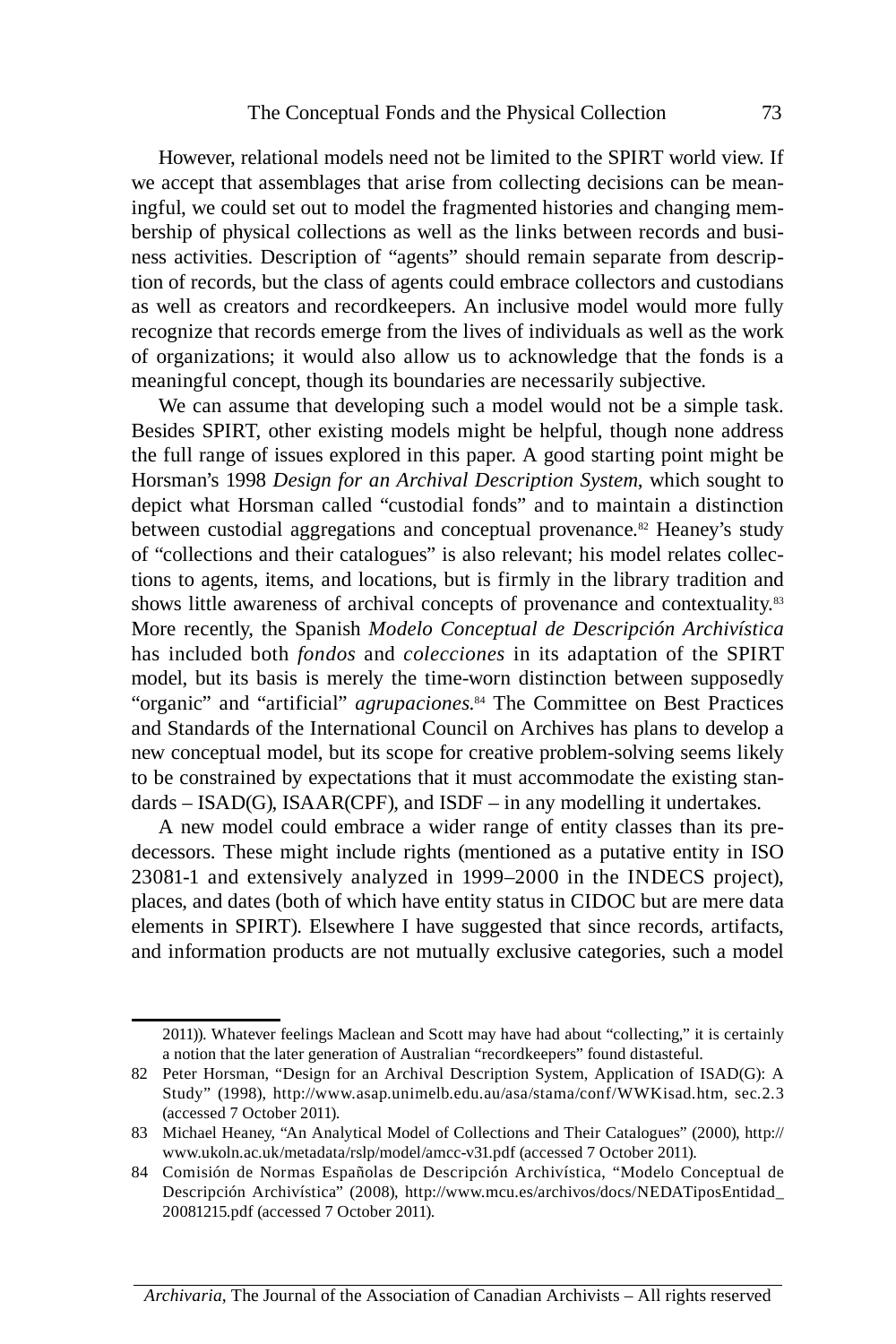However, relational models need not be limited to the SPIRT world view. If we accept that assemblages that arise from collecting decisions can be meaningful, we could set out to model the fragmented histories and changing membership of physical collections as well as the links between records and business activities. Description of "agents" should remain separate from description of records, but the class of agents could embrace collectors and custodians as well as creators and recordkeepers. An inclusive model would more fully recognize that records emerge from the lives of individuals as well as the work of organizations; it would also allow us to acknowledge that the fonds is a meaningful concept, though its boundaries are necessarily subjective.

We can assume that developing such a model would not be a simple task. Besides SPIRT, other existing models might be helpful, though none address the full range of issues explored in this paper. A good starting point might be Horsman's 1998 *Design for an Archival Description System*, which sought to depict what Horsman called "custodial fonds" and to maintain a distinction between custodial aggregations and conceptual provenance.[82] Heaney's study of "collections and their catalogues" is also relevant; his model relates collections to agents, items, and locations, but is firmly in the library tradition and shows little awareness of archival concepts of provenance and contextuality.[83] More recently, the Spanish *Modelo Conceptual de Descripción Archivística* has included both *fondos* and *colecciones* in its adaptation of the SPIRT model, but its basis is merely the time-worn distinction between supposedly "organic" and "artificial" *agrupaciones*.[84] The Committee on Best Practices and Standards of the International Council on Archives has plans to develop a new conceptual model, but its scope for creative problem-solving seems likely to be constrained by expectations that it must accommodate the existing standards – ISAD(G), ISAAR(CPF), and ISDF – in any modelling it undertakes.

A new model could embrace a wider range of entity classes than its predecessors. These might include rights (mentioned as a putative entity in ISO 23081-1 and extensively analyzed in 1999–2000 in the INDECS project), places, and dates (both of which have entity status in CIDOC but are mere data elements in SPIRT). Elsewhere I have suggested that since records, artifacts, and information products are not mutually exclusive categories, such a model

---

2011)). Whatever feelings Maclean and Scott may have had about "collecting," it is certainly a notion that the later generation of Australian "recordkeepers" found distasteful.

82 Peter Horsman, "Design for an Archival Description System, Application of ISAD(G): A Study" (1998), http://www.asap.unimelb.edu.au/asa/stama/conf/WWKisad.htm, sec.2.3 (accessed 7 October 2011).

83 Michael Heaney, "An Analytical Model of Collections and Their Catalogues" (2000), http://www.ukoln.ac.uk/metadata/rslp/model/amcc-v31.pdf (accessed 7 October 2011).

84 Comisión de Normas Españolas de Descripción Archivística, "Modelo Conceptual de Descripción Archivística" (2008), http://www.mcu.es/archivos/docs/NEDATiposEntidad_20081215.pdf (accessed 7 October 2011).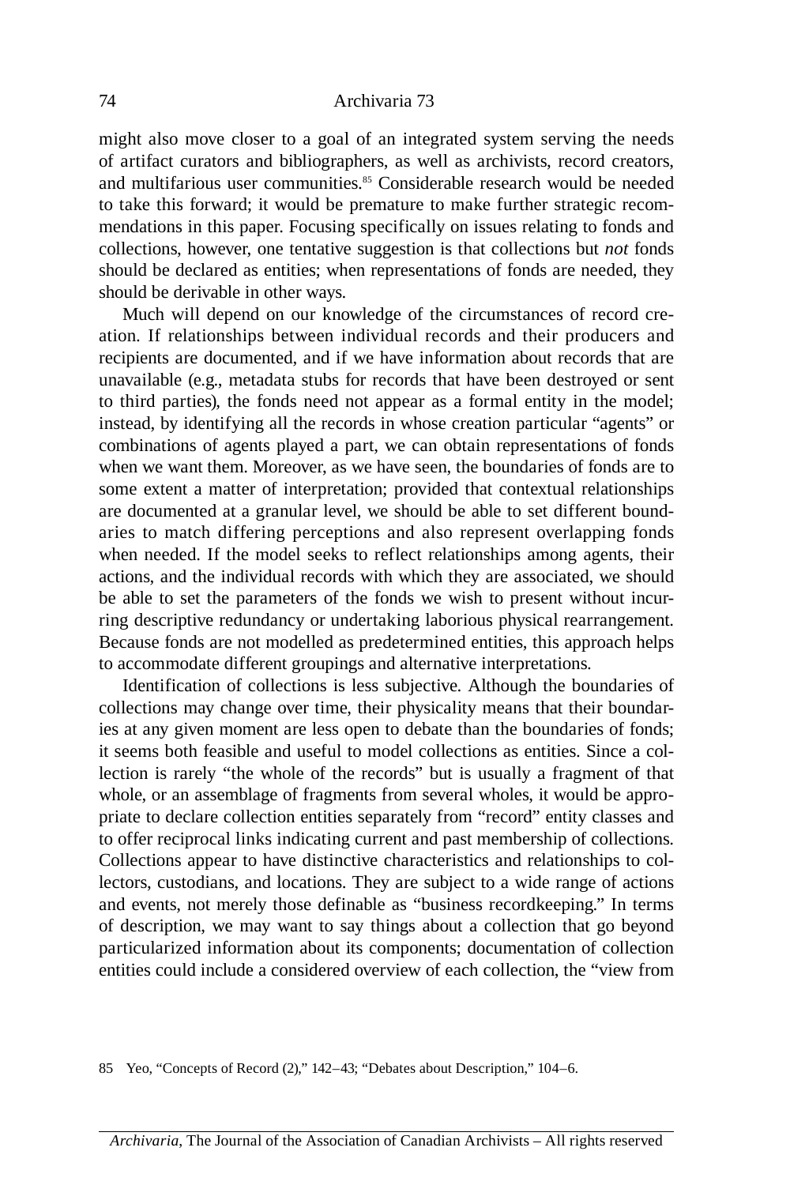might also move closer to a goal of an integrated system serving the needs of artifact curators and bibliographers, as well as archivists, record creators, and multifarious user communities.[85] Considerable research would be needed to take this forward; it would be premature to make further strategic recommendations in this paper. Focusing specifically on issues relating to fonds and collections, however, one tentative suggestion is that collections but *not* fonds should be declared as entities; when representations of fonds are needed, they should be derivable in other ways.

Much will depend on our knowledge of the circumstances of record creation. If relationships between individual records and their producers and recipients are documented, and if we have information about records that are unavailable (e.g., metadata stubs for records that have been destroyed or sent to third parties), the fonds need not appear as a formal entity in the model; instead, by identifying all the records in whose creation particular "agents" or combinations of agents played a part, we can obtain representations of fonds when we want them. Moreover, as we have seen, the boundaries of fonds are to some extent a matter of interpretation; provided that contextual relationships are documented at a granular level, we should be able to set different boundaries to match differing perceptions and also represent overlapping fonds when needed. If the model seeks to reflect relationships among agents, their actions, and the individual records with which they are associated, we should be able to set the parameters of the fonds we wish to present without incurring descriptive redundancy or undertaking laborious physical rearrangement. Because fonds are not modelled as predetermined entities, this approach helps to accommodate different groupings and alternative interpretations.

Identification of collections is less subjective. Although the boundaries of collections may change over time, their physicality means that their boundaries at any given moment are less open to debate than the boundaries of fonds; it seems both feasible and useful to model collections as entities. Since a collection is rarely "the whole of the records" but is usually a fragment of that whole, or an assemblage of fragments from several wholes, it would be appropriate to declare collection entities separately from "record" entity classes and to offer reciprocal links indicating current and past membership of collections. Collections appear to have distinctive characteristics and relationships to collectors, custodians, and locations. They are subject to a wide range of actions and events, not merely those definable as "business recordkeeping." In terms of description, we may want to say things about a collection that go beyond particularized information about its components; documentation of collection entities could include a considered overview of each collection, the "view from

85 Yeo, "Concepts of Record (2)," 142–43; "Debates about Description," 104–6.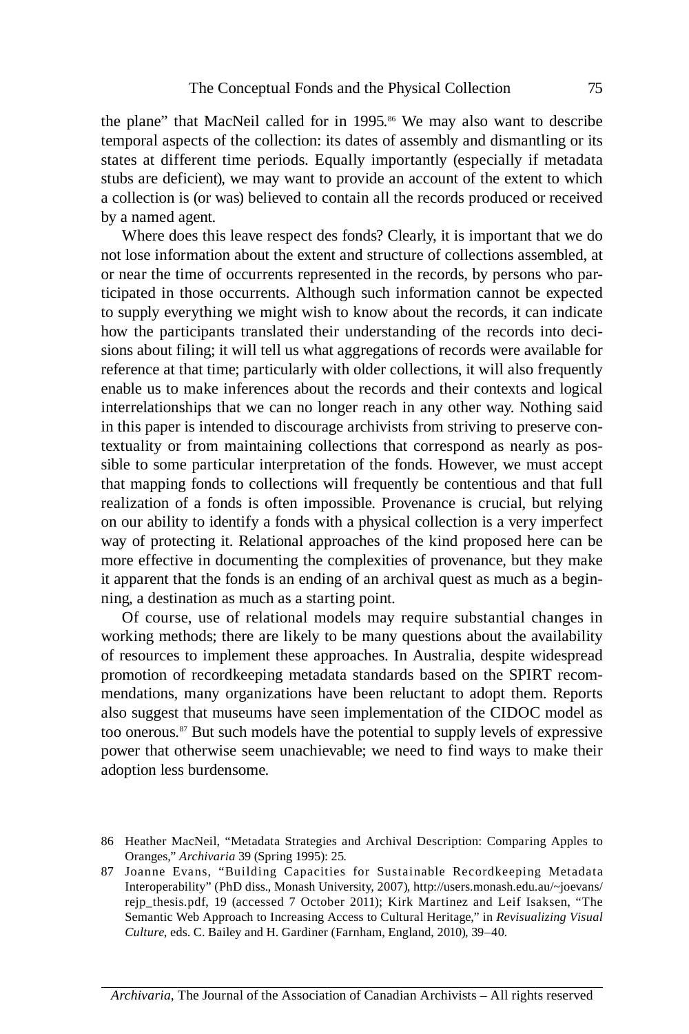the plane" that MacNeil called for in 1995.[86] We may also want to describe temporal aspects of the collection: its dates of assembly and dismantling or its states at different time periods. Equally importantly (especially if metadata stubs are deficient), we may want to provide an account of the extent to which a collection is (or was) believed to contain all the records produced or received by a named agent.

Where does this leave respect des fonds? Clearly, it is important that we do not lose information about the extent and structure of collections assembled, at or near the time of occurrents represented in the records, by persons who participated in those occurrents. Although such information cannot be expected to supply everything we might wish to know about the records, it can indicate how the participants translated their understanding of the records into decisions about filing; it will tell us what aggregations of records were available for reference at that time; particularly with older collections, it will also frequently enable us to make inferences about the records and their contexts and logical interrelationships that we can no longer reach in any other way. Nothing said in this paper is intended to discourage archivists from striving to preserve contextuality or from maintaining collections that correspond as nearly as possible to some particular interpretation of the fonds. However, we must accept that mapping fonds to collections will frequently be contentious and that full realization of a fonds is often impossible. Provenance is crucial, but relying on our ability to identify a fonds with a physical collection is a very imperfect way of protecting it. Relational approaches of the kind proposed here can be more effective in documenting the complexities of provenance, but they make it apparent that the fonds is an ending of an archival quest as much as a beginning, a destination as much as a starting point.

Of course, use of relational models may require substantial changes in working methods; there are likely to be many questions about the availability of resources to implement these approaches. In Australia, despite widespread promotion of recordkeeping metadata standards based on the SPIRT recommendations, many organizations have been reluctant to adopt them. Reports also suggest that museums have seen implementation of the CIDOC model as too onerous.[87] But such models have the potential to supply levels of expressive power that otherwise seem unachievable; we need to find ways to make their adoption less burdensome.

86 Heather MacNeil, "Metadata Strategies and Archival Description: Comparing Apples to Oranges," *Archivaria* 39 (Spring 1995): 25.

87 Joanne Evans, "Building Capacities for Sustainable Recordkeeping Metadata Interoperability" (PhD diss., Monash University, 2007), http://users.monash.edu.au/~joevans/rejp_thesis.pdf, 19 (accessed 7 October 2011); Kirk Martinez and Leif Isaksen, "The Semantic Web Approach to Increasing Access to Cultural Heritage," in *Revisualizing Visual Culture*, eds. C. Bailey and H. Gardiner (Farnham, England, 2010), 39–40.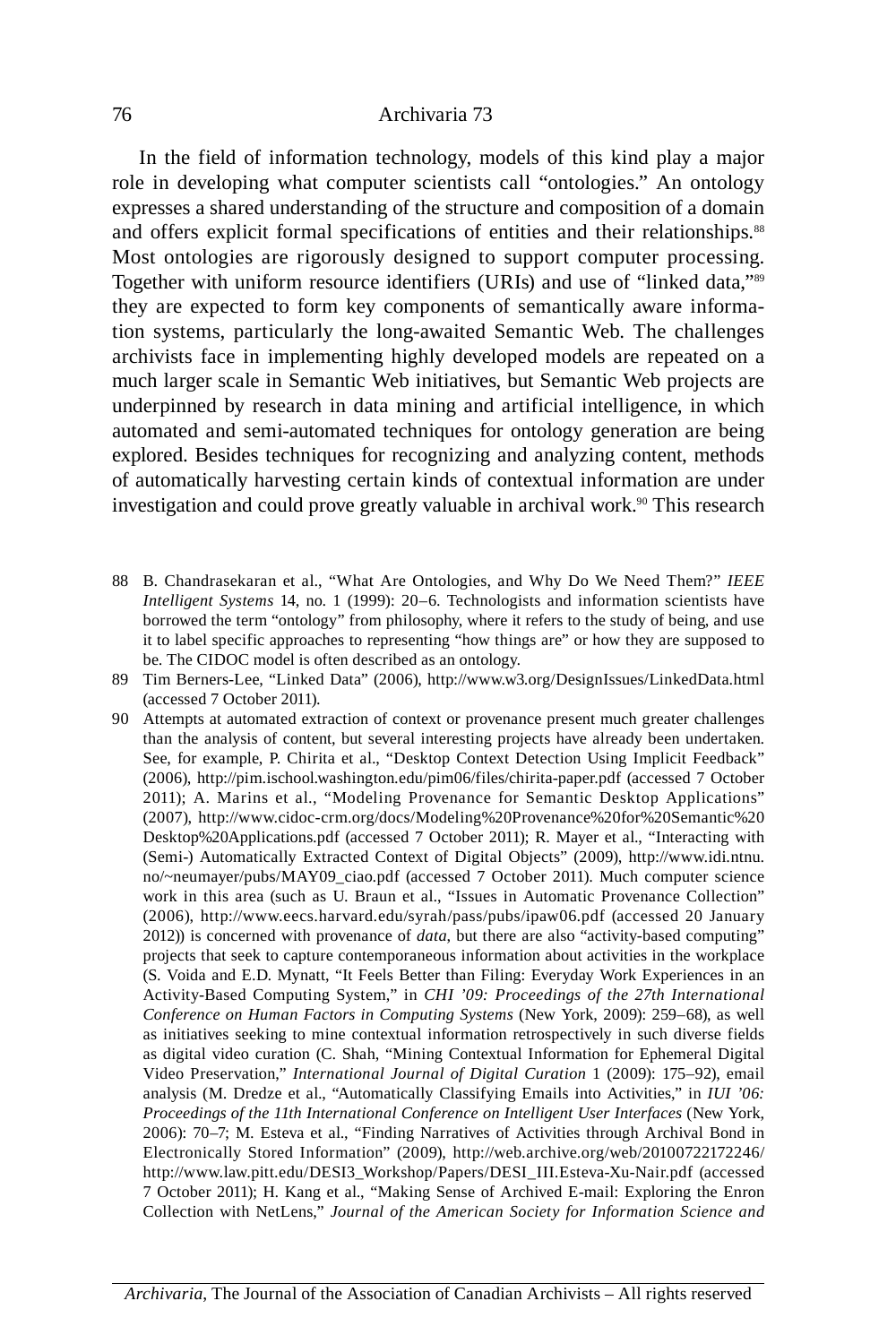In the field of information technology, models of this kind play a major role in developing what computer scientists call "ontologies." An ontology expresses a shared understanding of the structure and composition of a domain and offers explicit formal specifications of entities and their relationships.[88] Most ontologies are rigorously designed to support computer processing. Together with uniform resource identifiers (URIs) and use of "linked data,"[89] they are expected to form key components of semantically aware information systems, particularly the long-awaited Semantic Web. The challenges archivists face in implementing highly developed models are repeated on a much larger scale in Semantic Web initiatives, but Semantic Web projects are underpinned by research in data mining and artificial intelligence, in which automated and semi-automated techniques for ontology generation are being explored. Besides techniques for recognizing and analyzing content, methods of automatically harvesting certain kinds of contextual information are under investigation and could prove greatly valuable in archival work.[90] This research

88 B. Chandrasekaran et al., "What Are Ontologies, and Why Do We Need Them?" *IEEE Intelligent Systems* 14, no. 1 (1999): 20–6. Technologists and information scientists have borrowed the term "ontology" from philosophy, where it refers to the study of being, and use it to label specific approaches to representing "how things are" or how they are supposed to be. The CIDOC model is often described as an ontology.

89 Tim Berners-Lee, "Linked Data" (2006), http://www.w3.org/DesignIssues/LinkedData.html (accessed 7 October 2011).

90 Attempts at automated extraction of context or provenance present much greater challenges than the analysis of content, but several interesting projects have already been undertaken. See, for example, P. Chirita et al., "Desktop Context Detection Using Implicit Feedback" (2006), http://pim.ischool.washington.edu/pim06/files/chirita-paper.pdf (accessed 7 October 2011); A. Marins et al., "Modeling Provenance for Semantic Desktop Applications" (2007), http://www.cidoc-crm.org/docs/Modeling%20Provenance%20for%20Semantic%20Desktop%20Applications.pdf (accessed 7 October 2011); R. Mayer et al., "Interacting with (Semi-) Automatically Extracted Context of Digital Objects" (2009), http://www.idi.ntnu.no/~neumayer/pubs/MAY09_ciao.pdf (accessed 7 October 2011). Much computer science work in this area (such as U. Braun et al., "Issues in Automatic Provenance Collection" (2006), http://www.eecs.harvard.edu/syrah/pass/pubs/ipaw06.pdf (accessed 20 January 2012)) is concerned with provenance of *data*, but there are also "activity-based computing" projects that seek to capture contemporaneous information about activities in the workplace (S. Voida and E.D. Mynatt, "It Feels Better than Filing: Everyday Work Experiences in an Activity-Based Computing System," in *CHI '09: Proceedings of the 27th International Conference on Human Factors in Computing Systems* (New York, 2009): 259–68), as well as initiatives seeking to mine contextual information retrospectively in such diverse fields as digital video curation (C. Shah, "Mining Contextual Information for Ephemeral Digital Video Preservation," *International Journal of Digital Curation* 1 (2009): 175–92), email analysis (M. Dredze et al., "Automatically Classifying Emails into Activities," in *IUI '06: Proceedings of the 11th International Conference on Intelligent User Interfaces* (New York, 2006): 70–7; M. Esteva et al., "Finding Narratives of Activities through Archival Bond in Electronically Stored Information" (2009), http://web.archive.org/web/20100722172246/http://www.law.pitt.edu/DESI3_Workshop/Papers/DESI_III.Esteva-Xu-Nair.pdf (accessed 7 October 2011); H. Kang et al., "Making Sense of Archived E-mail: Exploring the Enron Collection with NetLens," *Journal of the American Society for Information Science and*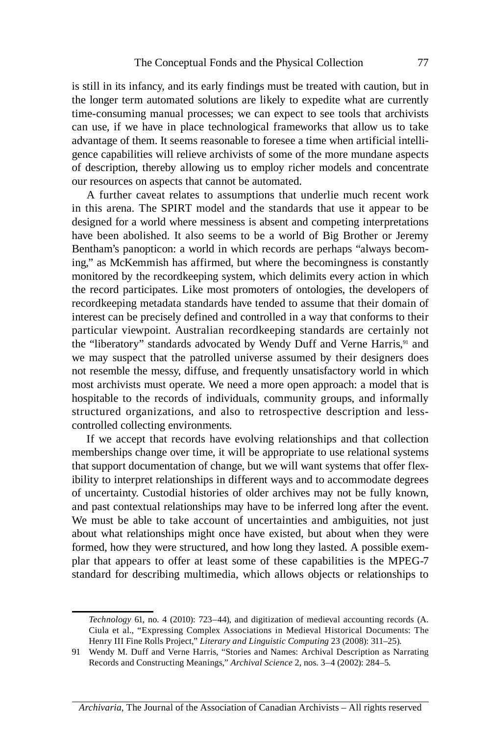is still in its infancy, and its early findings must be treated with caution, but in the longer term automated solutions are likely to expedite what are currently time-consuming manual processes; we can expect to see tools that archivists can use, if we have in place technological frameworks that allow us to take advantage of them. It seems reasonable to foresee a time when artificial intelligence capabilities will relieve archivists of some of the more mundane aspects of description, thereby allowing us to employ richer models and concentrate our resources on aspects that cannot be automated.

A further caveat relates to assumptions that underlie much recent work in this arena. The SPIRT model and the standards that use it appear to be designed for a world where messiness is absent and competing interpretations have been abolished. It also seems to be a world of Big Brother or Jeremy Bentham's panopticon: a world in which records are perhaps "always becoming," as McKemmish has affirmed, but where the becomingness is constantly monitored by the recordkeeping system, which delimits every action in which the record participates. Like most promoters of ontologies, the developers of recordkeeping metadata standards have tended to assume that their domain of interest can be precisely defined and controlled in a way that conforms to their particular viewpoint. Australian recordkeeping standards are certainly not the "liberatory" standards advocated by Wendy Duff and Verne Harris,[91] and we may suspect that the patrolled universe assumed by their designers does not resemble the messy, diffuse, and frequently unsatisfactory world in which most archivists must operate. We need a more open approach: a model that is hospitable to the records of individuals, community groups, and informally structured organizations, and also to retrospective description and less-controlled collecting environments.

If we accept that records have evolving relationships and that collection memberships change over time, it will be appropriate to use relational systems that support documentation of change, but we will want systems that offer flexibility to interpret relationships in different ways and to accommodate degrees of uncertainty. Custodial histories of older archives may not be fully known, and past contextual relationships may have to be inferred long after the event. We must be able to take account of uncertainties and ambiguities, not just about what relationships might once have existed, but about when they were formed, how they were structured, and how long they lasted. A possible exemplar that appears to offer at least some of these capabilities is the MPEG-7 standard for describing multimedia, which allows objects or relationships to

*Technology* 61, no. 4 (2010): 723–44), and digitization of medieval accounting records (A. Ciula et al., "Expressing Complex Associations in Medieval Historical Documents: The Henry III Fine Rolls Project," *Literary and Linguistic Computing* 23 (2008): 311–25).

91 Wendy M. Duff and Verne Harris, "Stories and Names: Archival Description as Narrating Records and Constructing Meanings," *Archival Science* 2, nos. 3–4 (2002): 284–5.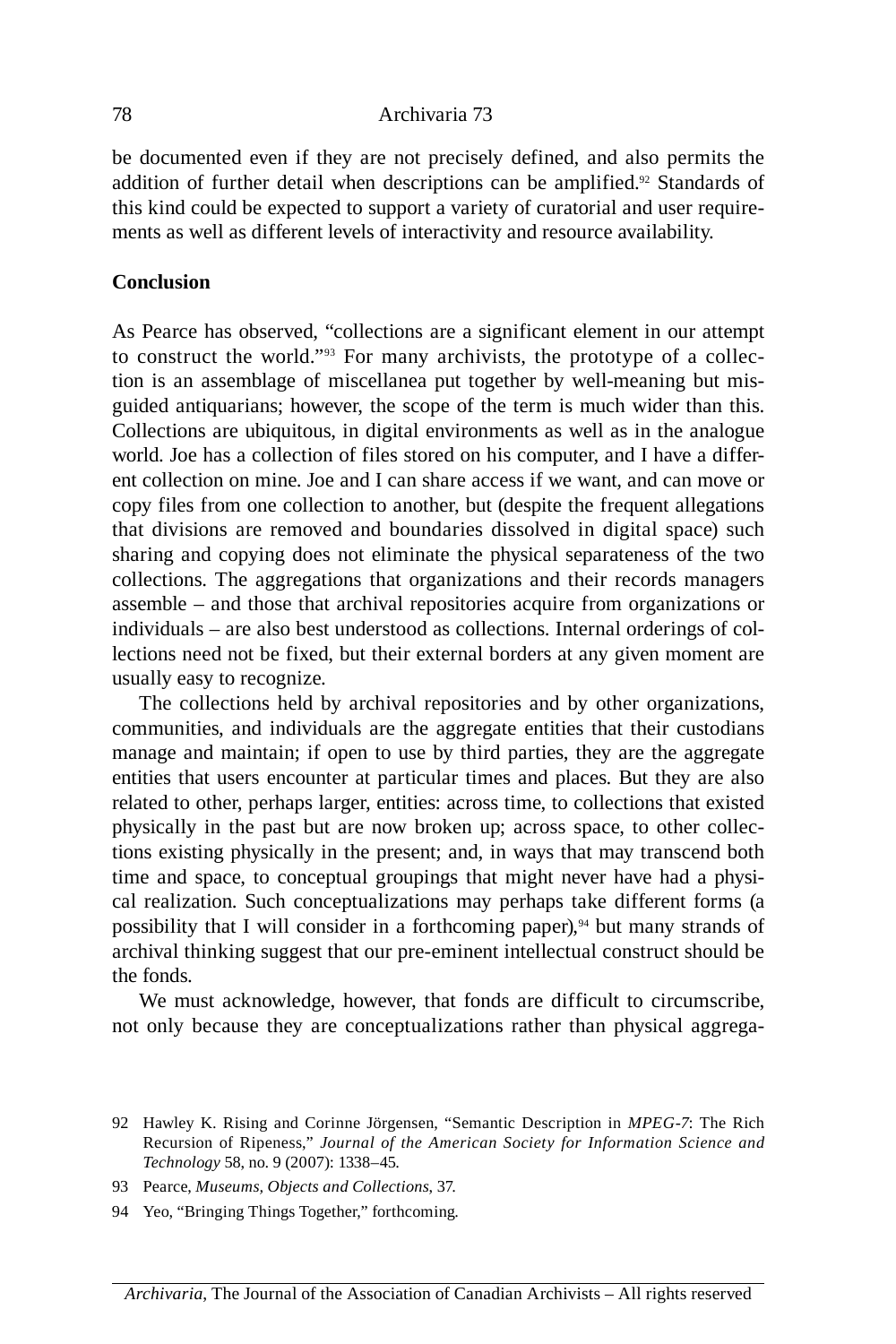be documented even if they are not precisely defined, and also permits the addition of further detail when descriptions can be amplified.[92] Standards of this kind could be expected to support a variety of curatorial and user requirements as well as different levels of interactivity and resource availability.

**Conclusion**

As Pearce has observed, "collections are a significant element in our attempt to construct the world."[93] For many archivists, the prototype of a collection is an assemblage of miscellanea put together by well-meaning but misguided antiquarians; however, the scope of the term is much wider than this. Collections are ubiquitous, in digital environments as well as in the analogue world. Joe has a collection of files stored on his computer, and I have a different collection on mine. Joe and I can share access if we want, and can move or copy files from one collection to another, but (despite the frequent allegations that divisions are removed and boundaries dissolved in digital space) such sharing and copying does not eliminate the physical separateness of the two collections. The aggregations that organizations and their records managers assemble – and those that archival repositories acquire from organizations or individuals – are also best understood as collections. Internal orderings of collections need not be fixed, but their external borders at any given moment are usually easy to recognize.

The collections held by archival repositories and by other organizations, communities, and individuals are the aggregate entities that their custodians manage and maintain; if open to use by third parties, they are the aggregate entities that users encounter at particular times and places. But they are also related to other, perhaps larger, entities: across time, to collections that existed physically in the past but are now broken up; across space, to other collections existing physically in the present; and, in ways that may transcend both time and space, to conceptual groupings that might never have had a physical realization. Such conceptualizations may perhaps take different forms (a possibility that I will consider in a forthcoming paper),[94] but many strands of archival thinking suggest that our pre-eminent intellectual construct should be the fonds.

We must acknowledge, however, that fonds are difficult to circumscribe, not only because they are conceptualizations rather than physical aggrega-

92 Hawley K. Rising and Corinne Jörgensen, "Semantic Description in *MPEG-7*: The Rich Recursion of Ripeness," *Journal of the American Society for Information Science and Technology* 58, no. 9 (2007): 1338–45.

93 Pearce, *Museums, Objects and Collections*, 37.

94 Yeo, "Bringing Things Together," forthcoming.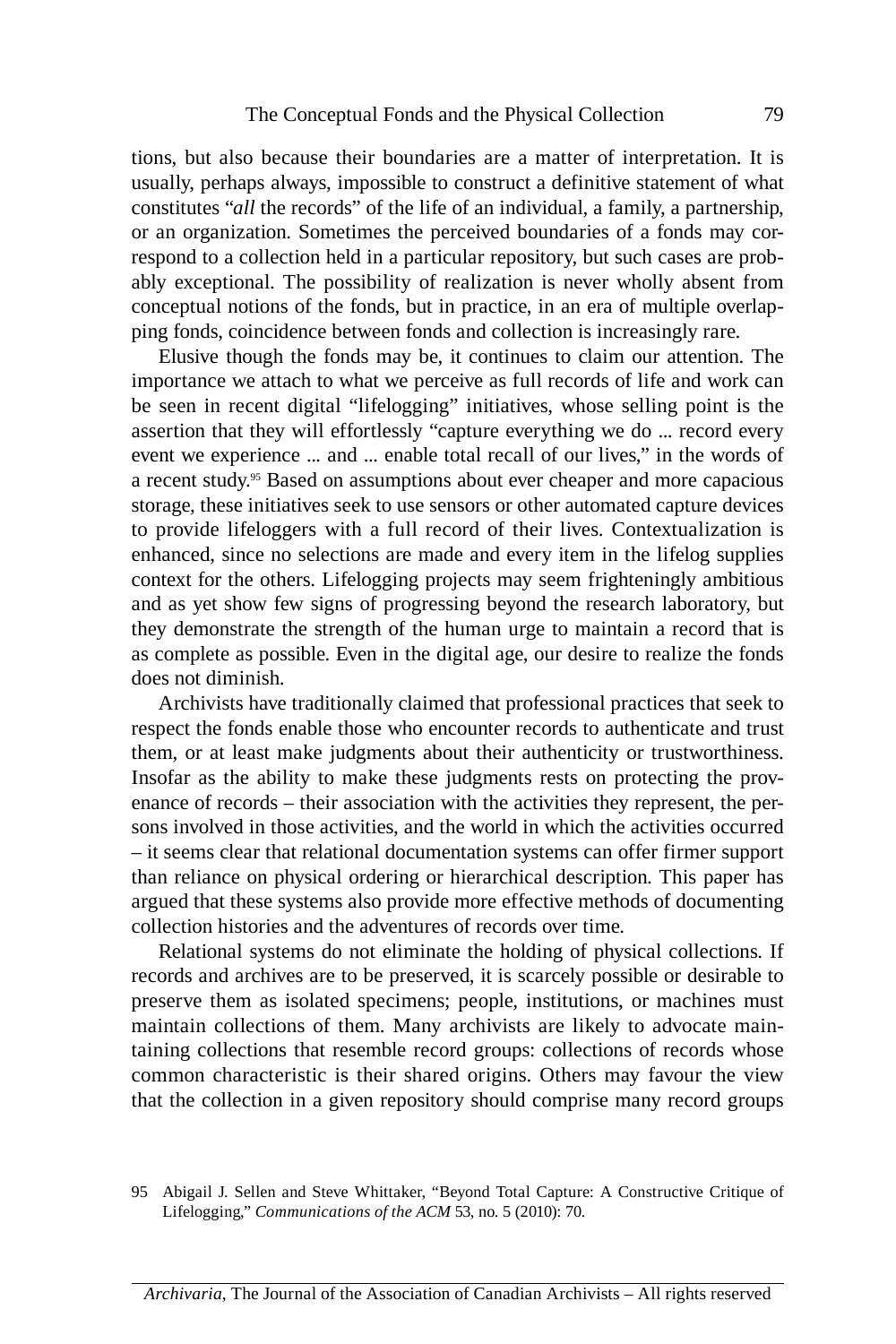tions, but also because their boundaries are a matter of interpretation. It is usually, perhaps always, impossible to construct a definitive statement of what constitutes "*all* the records" of the life of an individual, a family, a partnership, or an organization. Sometimes the perceived boundaries of a fonds may correspond to a collection held in a particular repository, but such cases are probably exceptional. The possibility of realization is never wholly absent from conceptual notions of the fonds, but in practice, in an era of multiple overlapping fonds, coincidence between fonds and collection is increasingly rare.

Elusive though the fonds may be, it continues to claim our attention. The importance we attach to what we perceive as full records of life and work can be seen in recent digital "lifelogging" initiatives, whose selling point is the assertion that they will effortlessly "capture everything we do ... record every event we experience ... and ... enable total recall of our lives," in the words of a recent study.[95] Based on assumptions about ever cheaper and more capacious storage, these initiatives seek to use sensors or other automated capture devices to provide lifeloggers with a full record of their lives. Contextualization is enhanced, since no selections are made and every item in the lifelog supplies context for the others. Lifelogging projects may seem frighteningly ambitious and as yet show few signs of progressing beyond the research laboratory, but they demonstrate the strength of the human urge to maintain a record that is as complete as possible. Even in the digital age, our desire to realize the fonds does not diminish.

Archivists have traditionally claimed that professional practices that seek to respect the fonds enable those who encounter records to authenticate and trust them, or at least make judgments about their authenticity or trustworthiness. Insofar as the ability to make these judgments rests on protecting the provenance of records – their association with the activities they represent, the persons involved in those activities, and the world in which the activities occurred – it seems clear that relational documentation systems can offer firmer support than reliance on physical ordering or hierarchical description. This paper has argued that these systems also provide more effective methods of documenting collection histories and the adventures of records over time.

Relational systems do not eliminate the holding of physical collections. If records and archives are to be preserved, it is scarcely possible or desirable to preserve them as isolated specimens; people, institutions, or machines must maintain collections of them. Many archivists are likely to advocate maintaining collections that resemble record groups: collections of records whose common characteristic is their shared origins. Others may favour the view that the collection in a given repository should comprise many record groups

95 Abigail J. Sellen and Steve Whittaker, "Beyond Total Capture: A Constructive Critique of Lifelogging," *Communications of the ACM* 53, no. 5 (2010): 70.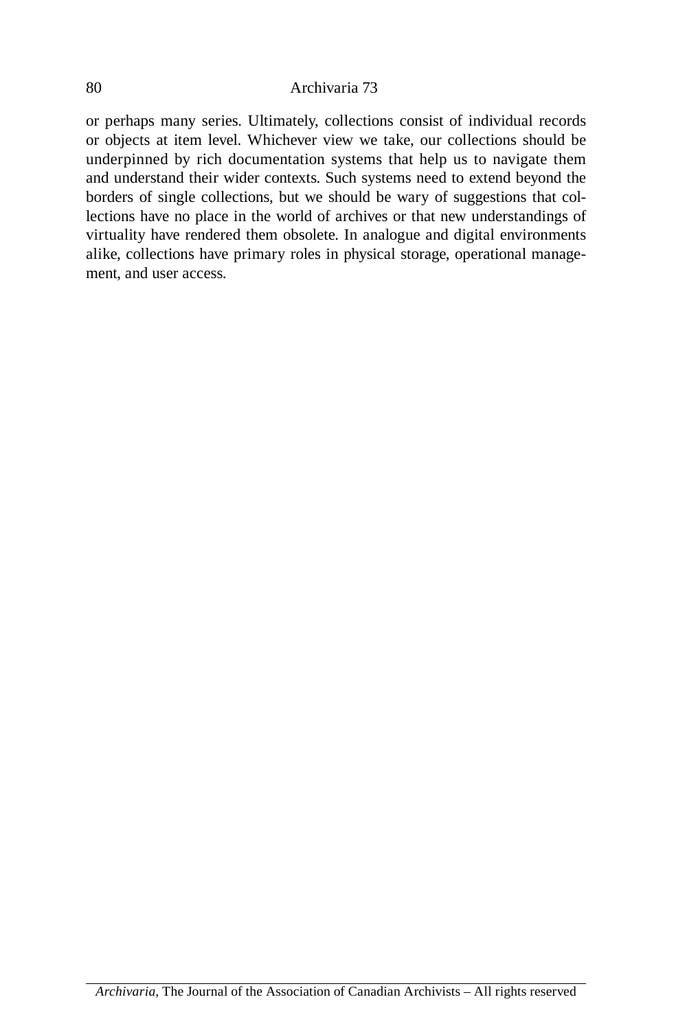or perhaps many series. Ultimately, collections consist of individual records or objects at item level. Whichever view we take, our collections should be underpinned by rich documentation systems that help us to navigate them and understand their wider contexts. Such systems need to extend beyond the borders of single collections, but we should be wary of suggestions that collections have no place in the world of archives or that new understandings of virtuality have rendered them obsolete. In analogue and digital environments alike, collections have primary roles in physical storage, operational management, and user access.